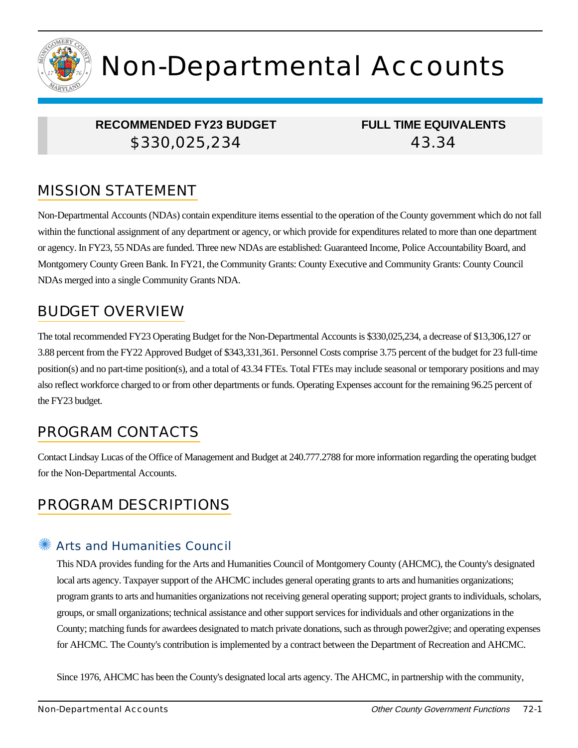# Non-Departmental Accounts

| RECOMMENDED FY23 BUDGET | FULL TIME EQUIVALENTS |
| --- | --- |
| $330,025,234 | 43.34 |

## MISSION STATEMENT

Non-Departmental Accounts (NDAs) contain expenditure items essential to the operation of the County government which do not fall within the functional assignment of any department or agency, or which provide for expenditures related to more than one department or agency. In FY23, 55 NDAs are funded. Three new NDAs are established: Guaranteed Income, Police Accountability Board, and Montgomery County Green Bank. In FY21, the Community Grants: County Executive and Community Grants: County Council NDAs merged into a single Community Grants NDA.

## BUDGET OVERVIEW

The total recommended FY23 Operating Budget for the Non-Departmental Accounts is $330,025,234, a decrease of $13,306,127 or 3.88 percent from the FY22 Approved Budget of $343,331,361. Personnel Costs comprise 3.75 percent of the budget for 23 full-time position(s) and no part-time position(s), and a total of 43.34 FTEs. Total FTEs may include seasonal or temporary positions and may also reflect workforce charged to or from other departments or funds. Operating Expenses account for the remaining 96.25 percent of the FY23 budget.

## PROGRAM CONTACTS

Contact Lindsay Lucas of the Office of Management and Budget at 240.777.2788 for more information regarding the operating budget for the Non-Departmental Accounts.

## PROGRAM DESCRIPTIONS

### ✳ Arts and Humanities Council

This NDA provides funding for the Arts and Humanities Council of Montgomery County (AHCMC), the County's designated local arts agency. Taxpayer support of the AHCMC includes general operating grants to arts and humanities organizations; program grants to arts and humanities organizations not receiving general operating support; project grants to individuals, scholars, groups, or small organizations; technical assistance and other support services for individuals and other organizations in the County; matching funds for awardees designated to match private donations, such as through power2give; and operating expenses for AHCMC. The County's contribution is implemented by a contract between the Department of Recreation and AHCMC.

Since 1976, AHCMC has been the County's designated local arts agency. The AHCMC, in partnership with the community,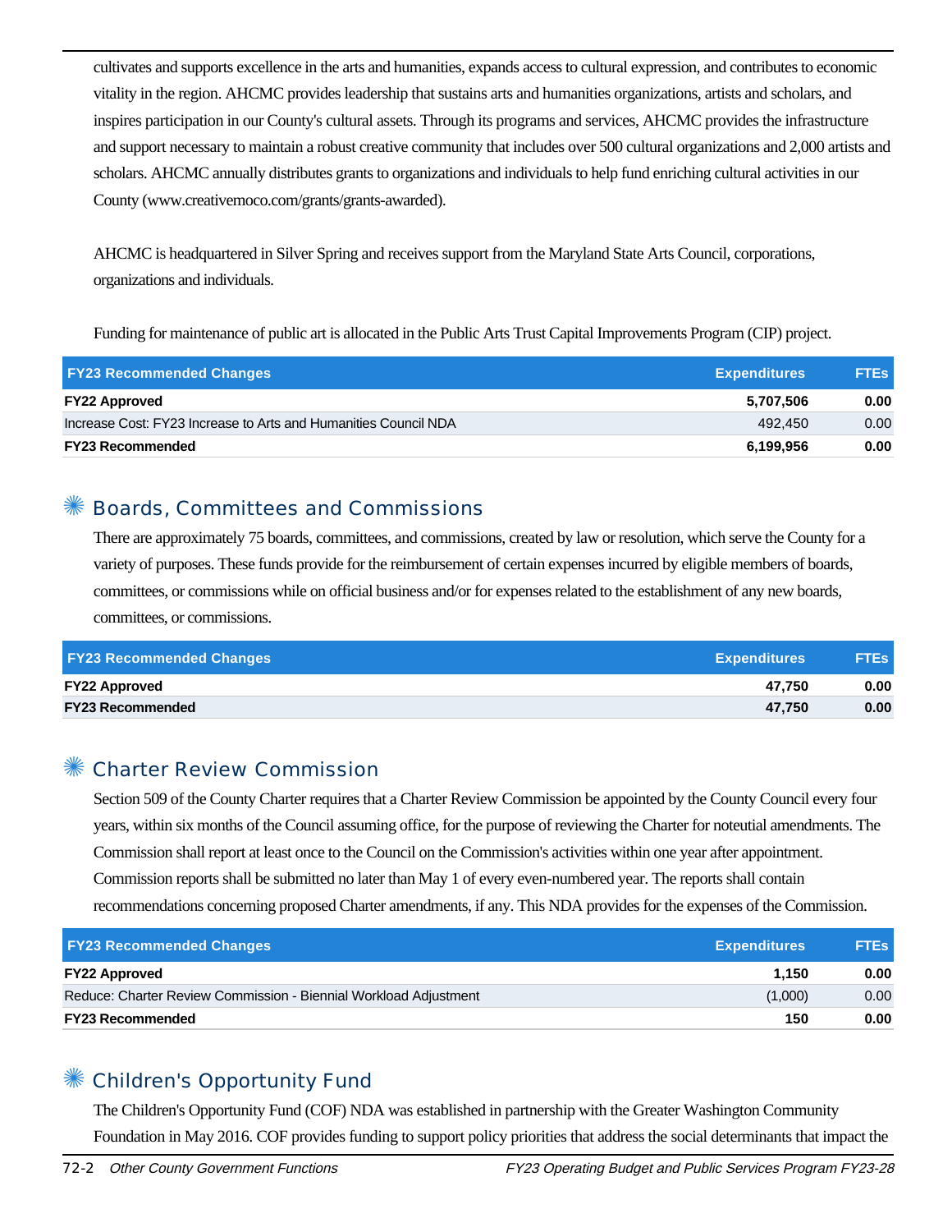cultivates and supports excellence in the arts and humanities, expands access to cultural expression, and contributes to economic vitality in the region. AHCMC provides leadership that sustains arts and humanities organizations, artists and scholars, and inspires participation in our County's cultural assets. Through its programs and services, AHCMC provides the infrastructure and support necessary to maintain a robust creative community that includes over 500 cultural organizations and 2,000 artists and scholars. AHCMC annually distributes grants to organizations and individuals to help fund enriching cultural activities in our County (www.creativemoco.com/grants/grants-awarded).

AHCMC is headquartered in Silver Spring and receives support from the Maryland State Arts Council, corporations, organizations and individuals.

Funding for maintenance of public art is allocated in the Public Arts Trust Capital Improvements Program (CIP) project.

| FY23 Recommended Changes | Expenditures | FTEs |
|---|---|---|
| **FY22 Approved** | **5,707,506** | **0.00** |
| Increase Cost: FY23 Increase to Arts and Humanities Council NDA | 492,450 | 0.00 |
| **FY23 Recommended** | **6,199,956** | **0.00** |

## Boards, Committees and Commissions

There are approximately 75 boards, committees, and commissions, created by law or resolution, which serve the County for a variety of purposes. These funds provide for the reimbursement of certain expenses incurred by eligible members of boards, committees, or commissions while on official business and/or for expenses related to the establishment of any new boards, committees, or commissions.

| FY23 Recommended Changes | Expenditures | FTEs |
|---|---|---|
| **FY22 Approved** | **47,750** | **0.00** |
| **FY23 Recommended** | **47,750** | **0.00** |

## Charter Review Commission

Section 509 of the County Charter requires that a Charter Review Commission be appointed by the County Council every four years, within six months of the Council assuming office, for the purpose of reviewing the Charter for noteutial amendments. The Commission shall report at least once to the Council on the Commission's activities within one year after appointment. Commission reports shall be submitted no later than May 1 of every even-numbered year. The reports shall contain recommendations concerning proposed Charter amendments, if any. This NDA provides for the expenses of the Commission.

| FY23 Recommended Changes | Expenditures | FTEs |
|---|---|---|
| **FY22 Approved** | **1,150** | **0.00** |
| Reduce: Charter Review Commission - Biennial Workload Adjustment | (1,000) | 0.00 |
| **FY23 Recommended** | **150** | **0.00** |

## Children's Opportunity Fund

The Children's Opportunity Fund (COF) NDA was established in partnership with the Greater Washington Community Foundation in May 2016. COF provides funding to support policy priorities that address the social determinants that impact the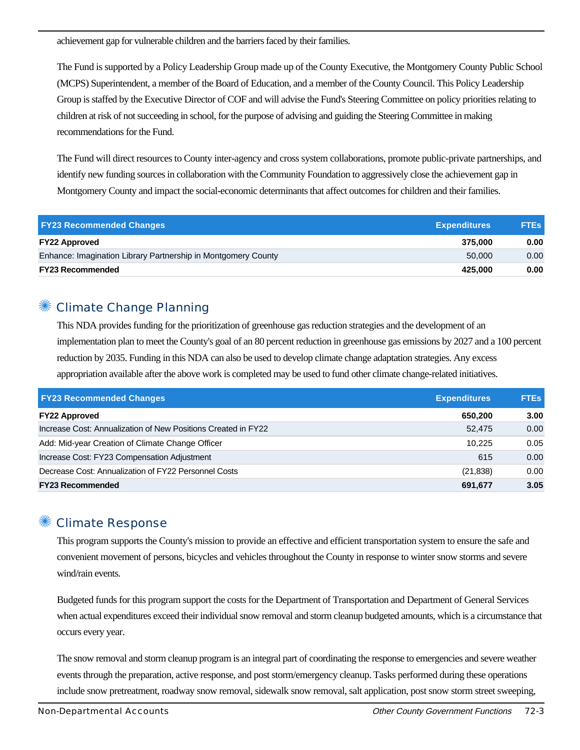achievement gap for vulnerable children and the barriers faced by their families.

The Fund is supported by a Policy Leadership Group made up of the County Executive, the Montgomery County Public School (MCPS) Superintendent, a member of the Board of Education, and a member of the County Council. This Policy Leadership Group is staffed by the Executive Director of COF and will advise the Fund's Steering Committee on policy priorities relating to children at risk of not succeeding in school, for the purpose of advising and guiding the Steering Committee in making recommendations for the Fund.

The Fund will direct resources to County inter-agency and cross system collaborations, promote public-private partnerships, and identify new funding sources in collaboration with the Community Foundation to aggressively close the achievement gap in Montgomery County and impact the social-economic determinants that affect outcomes for children and their families.

| FY23 Recommended Changes | Expenditures | FTEs |
|---|---|---|
| **FY22 Approved** | **375,000** | **0.00** |
| Enhance: Imagination Library Partnership in Montgomery County | 50,000 | 0.00 |
| **FY23 Recommended** | **425,000** | **0.00** |

## Climate Change Planning

This NDA provides funding for the prioritization of greenhouse gas reduction strategies and the development of an implementation plan to meet the County's goal of an 80 percent reduction in greenhouse gas emissions by 2027 and a 100 percent reduction by 2035. Funding in this NDA can also be used to develop climate change adaptation strategies. Any excess appropriation available after the above work is completed may be used to fund other climate change-related initiatives.

| FY23 Recommended Changes | Expenditures | FTEs |
|---|---|---|
| **FY22 Approved** | **650,200** | **3.00** |
| Increase Cost: Annualization of New Positions Created in FY22 | 52,475 | 0.00 |
| Add: Mid-year Creation of Climate Change Officer | 10,225 | 0.05 |
| Increase Cost: FY23 Compensation Adjustment | 615 | 0.00 |
| Decrease Cost: Annualization of FY22 Personnel Costs | (21,838) | 0.00 |
| **FY23 Recommended** | **691,677** | **3.05** |

## Climate Response

This program supports the County's mission to provide an effective and efficient transportation system to ensure the safe and convenient movement of persons, bicycles and vehicles throughout the County in response to winter snow storms and severe wind/rain events.

Budgeted funds for this program support the costs for the Department of Transportation and Department of General Services when actual expenditures exceed their individual snow removal and storm cleanup budgeted amounts, which is a circumstance that occurs every year.

The snow removal and storm cleanup program is an integral part of coordinating the response to emergencies and severe weather events through the preparation, active response, and post storm/emergency cleanup. Tasks performed during these operations include snow pretreatment, roadway snow removal, sidewalk snow removal, salt application, post snow storm street sweeping,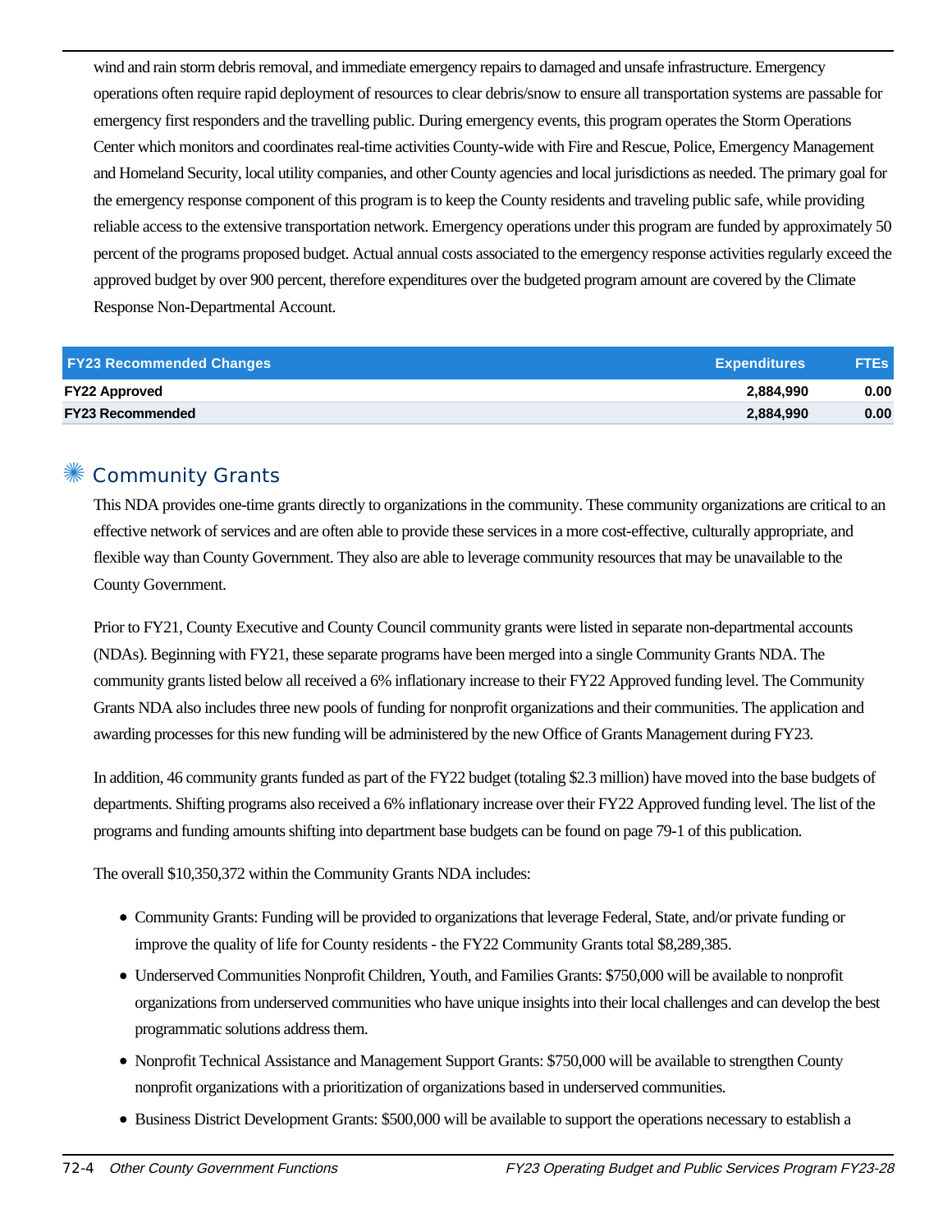wind and rain storm debris removal, and immediate emergency repairs to damaged and unsafe infrastructure. Emergency operations often require rapid deployment of resources to clear debris/snow to ensure all transportation systems are passable for emergency first responders and the travelling public. During emergency events, this program operates the Storm Operations Center which monitors and coordinates real-time activities County-wide with Fire and Rescue, Police, Emergency Management and Homeland Security, local utility companies, and other County agencies and local jurisdictions as needed. The primary goal for the emergency response component of this program is to keep the County residents and traveling public safe, while providing reliable access to the extensive transportation network. Emergency operations under this program are funded by approximately 50 percent of the programs proposed budget. Actual annual costs associated to the emergency response activities regularly exceed the approved budget by over 900 percent, therefore expenditures over the budgeted program amount are covered by the Climate Response Non-Departmental Account.

| FY23 Recommended Changes | Expenditures | FTEs |
| --- | --- | --- |
| **FY22 Approved** | **2,884,990** | **0.00** |
| **FY23 Recommended** | **2,884,990** | **0.00** |

## Community Grants

This NDA provides one-time grants directly to organizations in the community. These community organizations are critical to an effective network of services and are often able to provide these services in a more cost-effective, culturally appropriate, and flexible way than County Government. They also are able to leverage community resources that may be unavailable to the County Government.

Prior to FY21, County Executive and County Council community grants were listed in separate non-departmental accounts (NDAs). Beginning with FY21, these separate programs have been merged into a single Community Grants NDA. The community grants listed below all received a 6% inflationary increase to their FY22 Approved funding level. The Community Grants NDA also includes three new pools of funding for nonprofit organizations and their communities. The application and awarding processes for this new funding will be administered by the new Office of Grants Management during FY23.

In addition, 46 community grants funded as part of the FY22 budget (totaling $2.3 million) have moved into the base budgets of departments. Shifting programs also received a 6% inflationary increase over their FY22 Approved funding level. The list of the programs and funding amounts shifting into department base budgets can be found on page 79-1 of this publication.

The overall $10,350,372 within the Community Grants NDA includes:

- Community Grants: Funding will be provided to organizations that leverage Federal, State, and/or private funding or improve the quality of life for County residents - the FY22 Community Grants total $8,289,385.
- Underserved Communities Nonprofit Children, Youth, and Families Grants: $750,000 will be available to nonprofit organizations from underserved communities who have unique insights into their local challenges and can develop the best programmatic solutions address them.
- Nonprofit Technical Assistance and Management Support Grants: $750,000 will be available to strengthen County nonprofit organizations with a prioritization of organizations based in underserved communities.
- Business District Development Grants: $500,000 will be available to support the operations necessary to establish a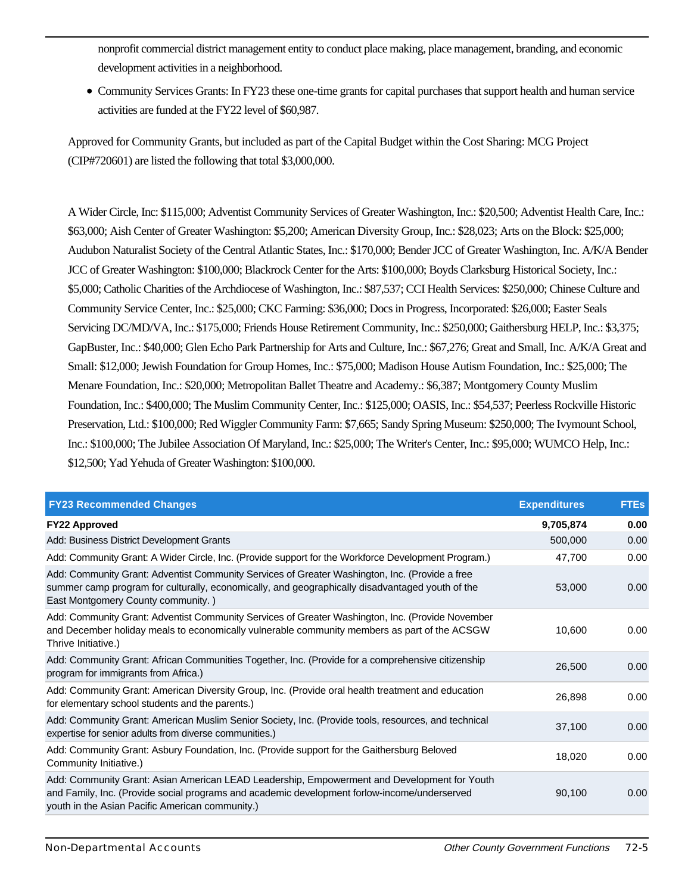nonprofit commercial district management entity to conduct place making, place management, branding, and economic development activities in a neighborhood.

- Community Services Grants: In FY23 these one-time grants for capital purchases that support health and human service activities are funded at the FY22 level of $60,987.

Approved for Community Grants, but included as part of the Capital Budget within the Cost Sharing: MCG Project (CIP#720601) are listed the following that total $3,000,000.

A Wider Circle, Inc: $115,000; Adventist Community Services of Greater Washington, Inc.: $20,500; Adventist Health Care, Inc.: $63,000; Aish Center of Greater Washington: $5,200; American Diversity Group, Inc.: $28,023; Arts on the Block: $25,000; Audubon Naturalist Society of the Central Atlantic States, Inc.: $170,000; Bender JCC of Greater Washington, Inc. A/K/A Bender JCC of Greater Washington: $100,000; Blackrock Center for the Arts: $100,000; Boyds Clarksburg Historical Society, Inc.: $5,000; Catholic Charities of the Archdiocese of Washington, Inc.: $87,537; CCI Health Services: $250,000; Chinese Culture and Community Service Center, Inc.: $25,000; CKC Farming: $36,000; Docs in Progress, Incorporated: $26,000; Easter Seals Servicing DC/MD/VA, Inc.: $175,000; Friends House Retirement Community, Inc.: $250,000; Gaithersburg HELP, Inc.: $3,375; GapBuster, Inc.: $40,000; Glen Echo Park Partnership for Arts and Culture, Inc.: $67,276; Great and Small, Inc. A/K/A Great and Small: $12,000; Jewish Foundation for Group Homes, Inc.: $75,000; Madison House Autism Foundation, Inc.: $25,000; The Menare Foundation, Inc.: $20,000; Metropolitan Ballet Theatre and Academy.: $6,387; Montgomery County Muslim Foundation, Inc.: $400,000; The Muslim Community Center, Inc.: $125,000; OASIS, Inc.: $54,537; Peerless Rockville Historic Preservation, Ltd.: $100,000; Red Wiggler Community Farm: $7,665; Sandy Spring Museum: $250,000; The Ivymount School, Inc.: $100,000; The Jubilee Association Of Maryland, Inc.: $25,000; The Writer's Center, Inc.: $95,000; WUMCO Help, Inc.: $12,500; Yad Yehuda of Greater Washington: $100,000.

| FY23 Recommended Changes | Expenditures | FTEs |
|---|---|---|
| **FY22 Approved** | **9,705,874** | **0.00** |
| Add: Business District Development Grants | 500,000 | 0.00 |
| Add: Community Grant: A Wider Circle, Inc. (Provide support for the Workforce Development Program.) | 47,700 | 0.00 |
| Add: Community Grant: Adventist Community Services of Greater Washington, Inc. (Provide a free summer camp program for culturally, economically, and geographically disadvantaged youth of the East Montgomery County community. ) | 53,000 | 0.00 |
| Add: Community Grant: Adventist Community Services of Greater Washington, Inc. (Provide November and December holiday meals to economically vulnerable community members as part of the ACSGW Thrive Initiative.) | 10,600 | 0.00 |
| Add: Community Grant: African Communities Together, Inc. (Provide for a comprehensive citizenship program for immigrants from Africa.) | 26,500 | 0.00 |
| Add: Community Grant: American Diversity Group, Inc. (Provide oral health treatment and education for elementary school students and the parents.) | 26,898 | 0.00 |
| Add: Community Grant: American Muslim Senior Society, Inc. (Provide tools, resources, and technical expertise for senior adults from diverse communities.) | 37,100 | 0.00 |
| Add: Community Grant: Asbury Foundation, Inc. (Provide support for the Gaithersburg Beloved Community Initiative.) | 18,020 | 0.00 |
| Add: Community Grant: Asian American LEAD Leadership, Empowerment and Development for Youth and Family, Inc. (Provide social programs and academic development forlow-income/underserved youth in the Asian Pacific American community.) | 90,100 | 0.00 |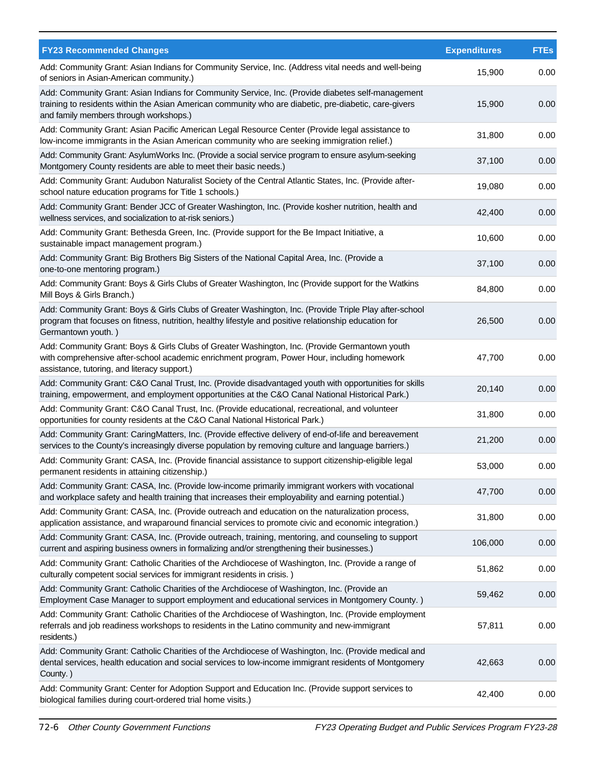| FY23 Recommended Changes | Expenditures | FTEs |
| --- | --- | --- |
| Add: Community Grant: Asian Indians for Community Service, Inc. (Address vital needs and well-being of seniors in Asian-American community.) | 15,900 | 0.00 |
| Add: Community Grant: Asian Indians for Community Service, Inc. (Provide diabetes self-management training to residents within the Asian American community who are diabetic, pre-diabetic, care-givers and family members through workshops.) | 15,900 | 0.00 |
| Add: Community Grant: Asian Pacific American Legal Resource Center (Provide legal assistance to low-income immigrants in the Asian American community who are seeking immigration relief.) | 31,800 | 0.00 |
| Add: Community Grant: AsylumWorks Inc. (Provide a social service program to ensure asylum-seeking Montgomery County residents are able to meet their basic needs.) | 37,100 | 0.00 |
| Add: Community Grant: Audubon Naturalist Society of the Central Atlantic States, Inc. (Provide after-school nature education programs for Title 1 schools.) | 19,080 | 0.00 |
| Add: Community Grant: Bender JCC of Greater Washington, Inc. (Provide kosher nutrition, health and wellness services, and socialization to at-risk seniors.) | 42,400 | 0.00 |
| Add: Community Grant: Bethesda Green, Inc. (Provide support for the Be Impact Initiative, a sustainable impact management program.) | 10,600 | 0.00 |
| Add: Community Grant: Big Brothers Big Sisters of the National Capital Area, Inc. (Provide a one-to-one mentoring program.) | 37,100 | 0.00 |
| Add: Community Grant: Boys & Girls Clubs of Greater Washington, Inc (Provide support for the Watkins Mill Boys & Girls Branch.) | 84,800 | 0.00 |
| Add: Community Grant: Boys & Girls Clubs of Greater Washington, Inc. (Provide Triple Play after-school program that focuses on fitness, nutrition, healthy lifestyle and positive relationship education for Germantown youth. ) | 26,500 | 0.00 |
| Add: Community Grant: Boys & Girls Clubs of Greater Washington, Inc. (Provide Germantown youth with comprehensive after-school academic enrichment program, Power Hour, including homework assistance, tutoring, and literacy support.) | 47,700 | 0.00 |
| Add: Community Grant: C&O Canal Trust, Inc. (Provide disadvantaged youth with opportunities for skills training, empowerment, and employment opportunities at the C&O Canal National Historical Park.) | 20,140 | 0.00 |
| Add: Community Grant: C&O Canal Trust, Inc. (Provide educational, recreational, and volunteer opportunities for county residents at the C&O Canal National Historical Park.) | 31,800 | 0.00 |
| Add: Community Grant: CaringMatters, Inc. (Provide effective delivery of end-of-life and bereavement services to the County's increasingly diverse population by removing culture and language barriers.) | 21,200 | 0.00 |
| Add: Community Grant: CASA, Inc. (Provide financial assistance to support citizenship-eligible legal permanent residents in attaining citizenship.) | 53,000 | 0.00 |
| Add: Community Grant: CASA, Inc. (Provide low-income primarily immigrant workers with vocational and workplace safety and health training that increases their employability and earning potential.) | 47,700 | 0.00 |
| Add: Community Grant: CASA, Inc. (Provide outreach and education on the naturalization process, application assistance, and wraparound financial services to promote civic and economic integration.) | 31,800 | 0.00 |
| Add: Community Grant: CASA, Inc. (Provide outreach, training, mentoring, and counseling to support current and aspiring business owners in formalizing and/or strengthening their businesses.) | 106,000 | 0.00 |
| Add: Community Grant: Catholic Charities of the Archdiocese of Washington, Inc. (Provide a range of culturally competent social services for immigrant residents in crisis. ) | 51,862 | 0.00 |
| Add: Community Grant: Catholic Charities of the Archdiocese of Washington, Inc. (Provide an Employment Case Manager to support employment and educational services in Montgomery County. ) | 59,462 | 0.00 |
| Add: Community Grant: Catholic Charities of the Archdiocese of Washington, Inc. (Provide employment referrals and job readiness workshops to residents in the Latino community and new-immigrant residents.) | 57,811 | 0.00 |
| Add: Community Grant: Catholic Charities of the Archdiocese of Washington, Inc. (Provide medical and dental services, health education and social services to low-income immigrant residents of Montgomery County. ) | 42,663 | 0.00 |
| Add: Community Grant: Center for Adoption Support and Education Inc. (Provide support services to biological families during court-ordered trial home visits.) | 42,400 | 0.00 |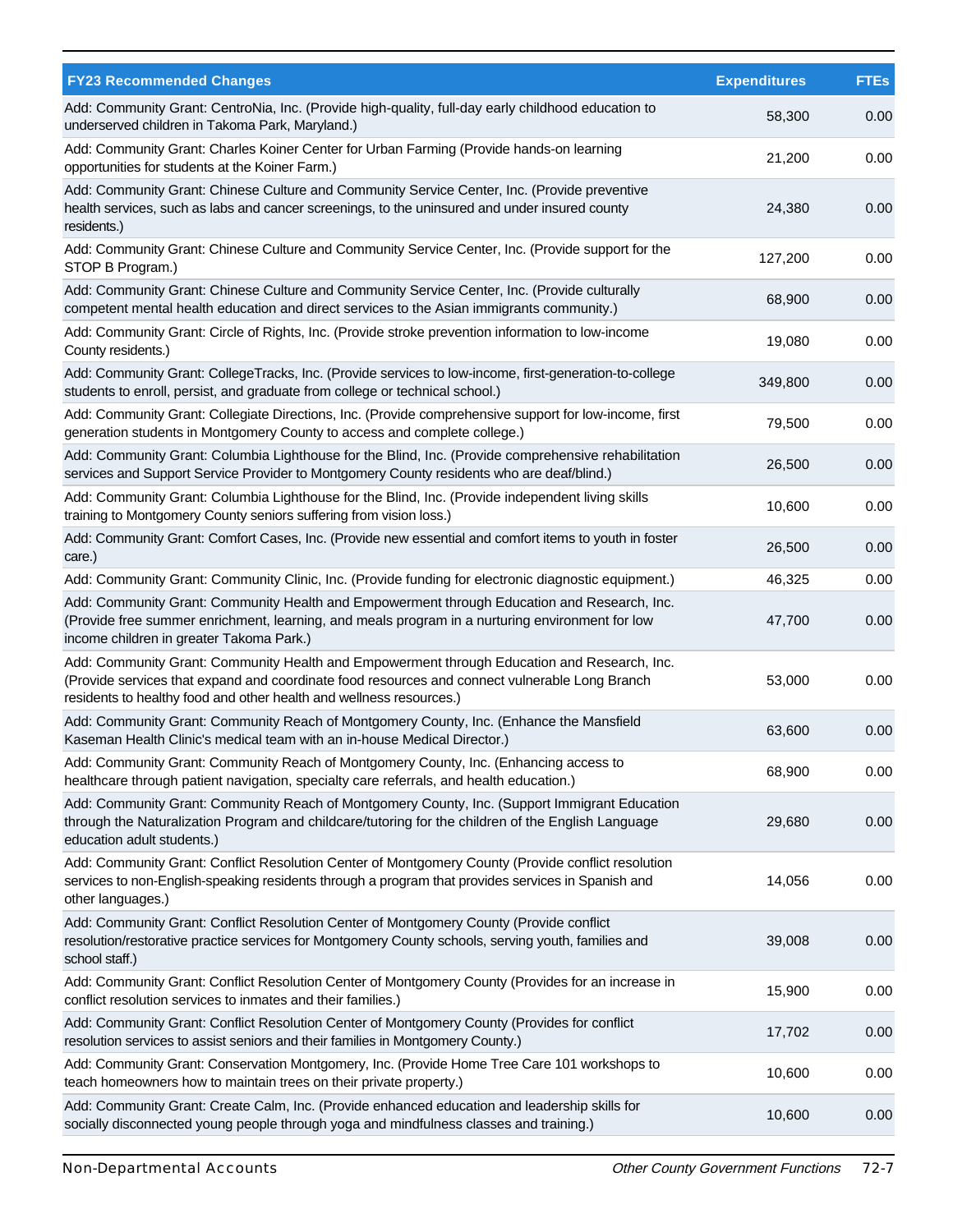| FY23 Recommended Changes | Expenditures | FTEs |
|---|---|---|
| Add: Community Grant: CentroNia, Inc. (Provide high-quality, full-day early childhood education to underserved children in Takoma Park, Maryland.) | 58,300 | 0.00 |
| Add: Community Grant: Charles Koiner Center for Urban Farming (Provide hands-on learning opportunities for students at the Koiner Farm.) | 21,200 | 0.00 |
| Add: Community Grant: Chinese Culture and Community Service Center, Inc. (Provide preventive health services, such as labs and cancer screenings, to the uninsured and under insured county residents.) | 24,380 | 0.00 |
| Add: Community Grant: Chinese Culture and Community Service Center, Inc. (Provide support for the STOP B Program.) | 127,200 | 0.00 |
| Add: Community Grant: Chinese Culture and Community Service Center, Inc. (Provide culturally competent mental health education and direct services to the Asian immigrants community.) | 68,900 | 0.00 |
| Add: Community Grant: Circle of Rights, Inc. (Provide stroke prevention information to low-income County residents.) | 19,080 | 0.00 |
| Add: Community Grant: CollegeTracks, Inc. (Provide services to low-income, first-generation-to-college students to enroll, persist, and graduate from college or technical school.) | 349,800 | 0.00 |
| Add: Community Grant: Collegiate Directions, Inc. (Provide comprehensive support for low-income, first generation students in Montgomery County to access and complete college.) | 79,500 | 0.00 |
| Add: Community Grant: Columbia Lighthouse for the Blind, Inc. (Provide comprehensive rehabilitation services and Support Service Provider to Montgomery County residents who are deaf/blind.) | 26,500 | 0.00 |
| Add: Community Grant: Columbia Lighthouse for the Blind, Inc. (Provide independent living skills training to Montgomery County seniors suffering from vision loss.) | 10,600 | 0.00 |
| Add: Community Grant: Comfort Cases, Inc. (Provide new essential and comfort items to youth in foster care.) | 26,500 | 0.00 |
| Add: Community Grant: Community Clinic, Inc. (Provide funding for electronic diagnostic equipment.) | 46,325 | 0.00 |
| Add: Community Grant: Community Health and Empowerment through Education and Research, Inc. (Provide free summer enrichment, learning, and meals program in a nurturing environment for low income children in greater Takoma Park.) | 47,700 | 0.00 |
| Add: Community Grant: Community Health and Empowerment through Education and Research, Inc. (Provide services that expand and coordinate food resources and connect vulnerable Long Branch residents to healthy food and other health and wellness resources.) | 53,000 | 0.00 |
| Add: Community Grant: Community Reach of Montgomery County, Inc. (Enhance the Mansfield Kaseman Health Clinic's medical team with an in-house Medical Director.) | 63,600 | 0.00 |
| Add: Community Grant: Community Reach of Montgomery County, Inc. (Enhancing access to healthcare through patient navigation, specialty care referrals, and health education.) | 68,900 | 0.00 |
| Add: Community Grant: Community Reach of Montgomery County, Inc. (Support Immigrant Education through the Naturalization Program and childcare/tutoring for the children of the English Language education adult students.) | 29,680 | 0.00 |
| Add: Community Grant: Conflict Resolution Center of Montgomery County (Provide conflict resolution services to non-English-speaking residents through a program that provides services in Spanish and other languages.) | 14,056 | 0.00 |
| Add: Community Grant: Conflict Resolution Center of Montgomery County (Provide conflict resolution/restorative practice services for Montgomery County schools, serving youth, families and school staff.) | 39,008 | 0.00 |
| Add: Community Grant: Conflict Resolution Center of Montgomery County (Provides for an increase in conflict resolution services to inmates and their families.) | 15,900 | 0.00 |
| Add: Community Grant: Conflict Resolution Center of Montgomery County (Provides for conflict resolution services to assist seniors and their families in Montgomery County.) | 17,702 | 0.00 |
| Add: Community Grant: Conservation Montgomery, Inc. (Provide Home Tree Care 101 workshops to teach homeowners how to maintain trees on their private property.) | 10,600 | 0.00 |
| Add: Community Grant: Create Calm, Inc. (Provide enhanced education and leadership skills for socially disconnected young people through yoga and mindfulness classes and training.) | 10,600 | 0.00 |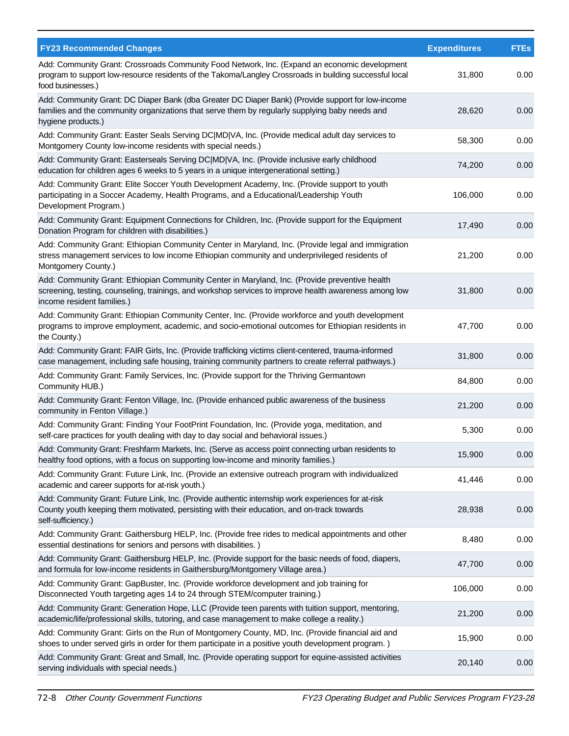| FY23 Recommended Changes | Expenditures | FTEs |
|---|---|---|
| Add: Community Grant: Crossroads Community Food Network, Inc. (Expand an economic development program to support low-resource residents of the Takoma/Langley Crossroads in building successful local food businesses.) | 31,800 | 0.00 |
| Add: Community Grant: DC Diaper Bank (dba Greater DC Diaper Bank) (Provide support for low-income families and the community organizations that serve them by regularly supplying baby needs and hygiene products.) | 28,620 | 0.00 |
| Add: Community Grant: Easter Seals Serving DC\|MD\|VA, Inc. (Provide medical adult day services to Montgomery County low-income residents with special needs.) | 58,300 | 0.00 |
| Add: Community Grant: Easterseals Serving DC\|MD\|VA, Inc. (Provide inclusive early childhood education for children ages 6 weeks to 5 years in a unique intergenerational setting.) | 74,200 | 0.00 |
| Add: Community Grant: Elite Soccer Youth Development Academy, Inc. (Provide support to youth participating in a Soccer Academy, Health Programs, and a Educational/Leadership Youth Development Program.) | 106,000 | 0.00 |
| Add: Community Grant: Equipment Connections for Children, Inc. (Provide support for the Equipment Donation Program for children with disabilities.) | 17,490 | 0.00 |
| Add: Community Grant: Ethiopian Community Center in Maryland, Inc. (Provide legal and immigration stress management services to low income Ethiopian community and underprivileged residents of Montgomery County.) | 21,200 | 0.00 |
| Add: Community Grant: Ethiopian Community Center in Maryland, Inc. (Provide preventive health screening, testing, counseling, trainings, and workshop services to improve health awareness among low income resident families.) | 31,800 | 0.00 |
| Add: Community Grant: Ethiopian Community Center, Inc. (Provide workforce and youth development programs to improve employment, academic, and socio-emotional outcomes for Ethiopian residents in the County.) | 47,700 | 0.00 |
| Add: Community Grant: FAIR Girls, Inc. (Provide trafficking victims client-centered, trauma-informed case management, including safe housing, training community partners to create referral pathways.) | 31,800 | 0.00 |
| Add: Community Grant: Family Services, Inc. (Provide support for the Thriving Germantown Community HUB.) | 84,800 | 0.00 |
| Add: Community Grant: Fenton Village, Inc. (Provide enhanced public awareness of the business community in Fenton Village.) | 21,200 | 0.00 |
| Add: Community Grant: Finding Your FootPrint Foundation, Inc. (Provide yoga, meditation, and self-care practices for youth dealing with day to day social and behavioral issues.) | 5,300 | 0.00 |
| Add: Community Grant: Freshfarm Markets, Inc. (Serve as access point connecting urban residents to healthy food options, with a focus on supporting low-income and minority families.) | 15,900 | 0.00 |
| Add: Community Grant: Future Link, Inc. (Provide an extensive outreach program with individualized academic and career supports for at-risk youth.) | 41,446 | 0.00 |
| Add: Community Grant: Future Link, Inc. (Provide authentic internship work experiences for at-risk County youth keeping them motivated, persisting with their education, and on-track towards self-sufficiency.) | 28,938 | 0.00 |
| Add: Community Grant: Gaithersburg HELP, Inc. (Provide free rides to medical appointments and other essential destinations for seniors and persons with disabilities. ) | 8,480 | 0.00 |
| Add: Community Grant: Gaithersburg HELP, Inc. (Provide support for the basic needs of food, diapers, and formula for low-income residents in Gaithersburg/Montgomery Village area.) | 47,700 | 0.00 |
| Add: Community Grant: GapBuster, Inc. (Provide workforce development and job training for Disconnected Youth targeting ages 14 to 24 through STEM/computer training.) | 106,000 | 0.00 |
| Add: Community Grant: Generation Hope, LLC (Provide teen parents with tuition support, mentoring, academic/life/professional skills, tutoring, and case management to make college a reality.) | 21,200 | 0.00 |
| Add: Community Grant: Girls on the Run of Montgomery County, MD, Inc. (Provide financial aid and shoes to under served girls in order for them participate in a positive youth development program. ) | 15,900 | 0.00 |
| Add: Community Grant: Great and Small, Inc. (Provide operating support for equine-assisted activities serving individuals with special needs.) | 20,140 | 0.00 |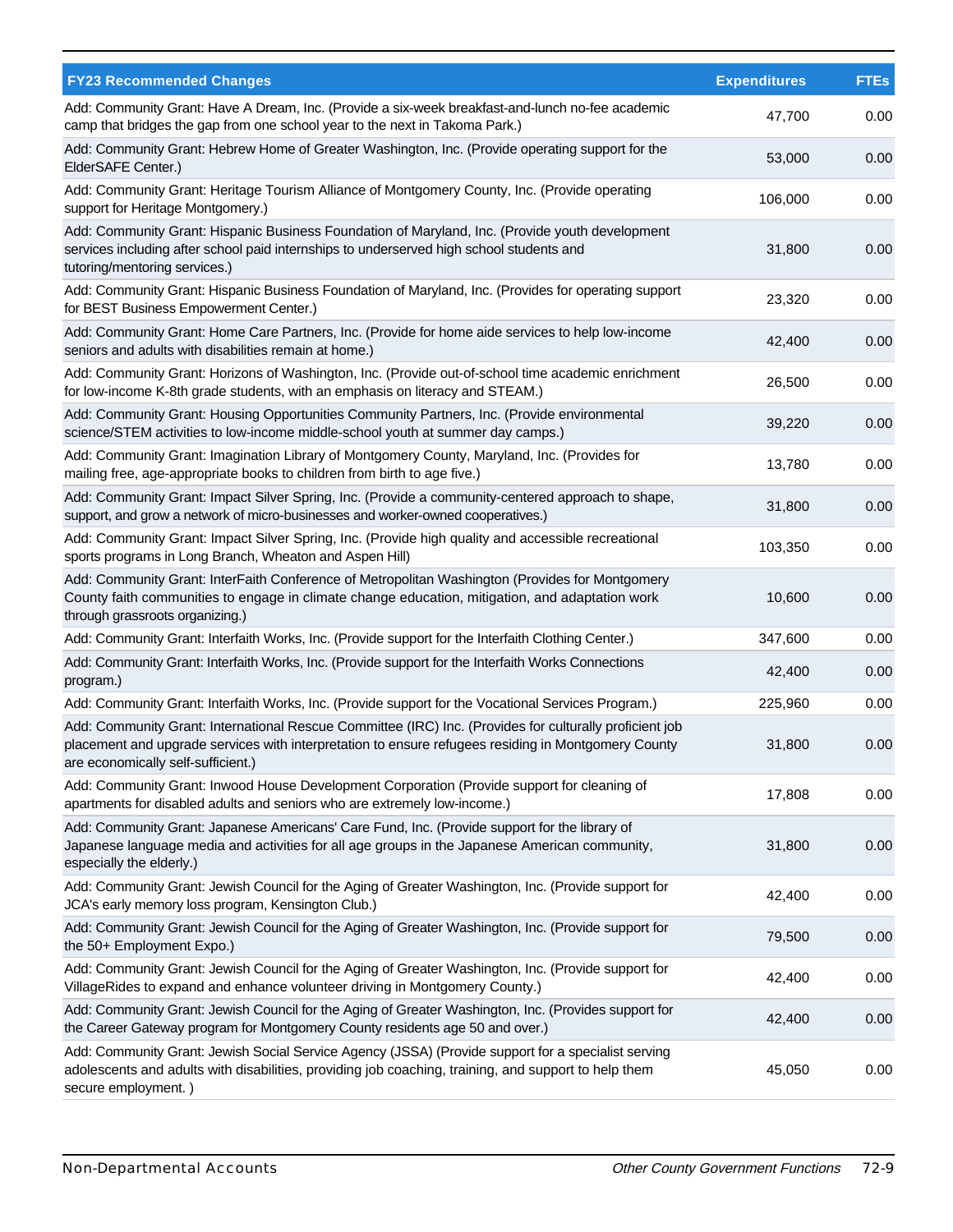| FY23 Recommended Changes | Expenditures | FTEs |
|---|---|---|
| Add: Community Grant: Have A Dream, Inc. (Provide a six-week breakfast-and-lunch no-fee academic camp that bridges the gap from one school year to the next in Takoma Park.) | 47,700 | 0.00 |
| Add: Community Grant: Hebrew Home of Greater Washington, Inc. (Provide operating support for the ElderSAFE Center.) | 53,000 | 0.00 |
| Add: Community Grant: Heritage Tourism Alliance of Montgomery County, Inc. (Provide operating support for Heritage Montgomery.) | 106,000 | 0.00 |
| Add: Community Grant: Hispanic Business Foundation of Maryland, Inc. (Provide youth development services including after school paid internships to underserved high school students and tutoring/mentoring services.) | 31,800 | 0.00 |
| Add: Community Grant: Hispanic Business Foundation of Maryland, Inc. (Provides for operating support for BEST Business Empowerment Center.) | 23,320 | 0.00 |
| Add: Community Grant: Home Care Partners, Inc. (Provide for home aide services to help low-income seniors and adults with disabilities remain at home.) | 42,400 | 0.00 |
| Add: Community Grant: Horizons of Washington, Inc. (Provide out-of-school time academic enrichment for low-income K-8th grade students, with an emphasis on literacy and STEAM.) | 26,500 | 0.00 |
| Add: Community Grant: Housing Opportunities Community Partners, Inc. (Provide environmental science/STEM activities to low-income middle-school youth at summer day camps.) | 39,220 | 0.00 |
| Add: Community Grant: Imagination Library of Montgomery County, Maryland, Inc. (Provides for mailing free, age-appropriate books to children from birth to age five.) | 13,780 | 0.00 |
| Add: Community Grant: Impact Silver Spring, Inc. (Provide a community-centered approach to shape, support, and grow a network of micro-businesses and worker-owned cooperatives.) | 31,800 | 0.00 |
| Add: Community Grant: Impact Silver Spring, Inc. (Provide high quality and accessible recreational sports programs in Long Branch, Wheaton and Aspen Hill) | 103,350 | 0.00 |
| Add: Community Grant: InterFaith Conference of Metropolitan Washington (Provides for Montgomery County faith communities to engage in climate change education, mitigation, and adaptation work through grassroots organizing.) | 10,600 | 0.00 |
| Add: Community Grant: Interfaith Works, Inc. (Provide support for the Interfaith Clothing Center.) | 347,600 | 0.00 |
| Add: Community Grant: Interfaith Works, Inc. (Provide support for the Interfaith Works Connections program.) | 42,400 | 0.00 |
| Add: Community Grant: Interfaith Works, Inc. (Provide support for the Vocational Services Program.) | 225,960 | 0.00 |
| Add: Community Grant: International Rescue Committee (IRC) Inc. (Provides for culturally proficient job placement and upgrade services with interpretation to ensure refugees residing in Montgomery County are economically self-sufficient.) | 31,800 | 0.00 |
| Add: Community Grant: Inwood House Development Corporation (Provide support for cleaning of apartments for disabled adults and seniors who are extremely low-income.) | 17,808 | 0.00 |
| Add: Community Grant: Japanese Americans' Care Fund, Inc. (Provide support for the library of Japanese language media and activities for all age groups in the Japanese American community, especially the elderly.) | 31,800 | 0.00 |
| Add: Community Grant: Jewish Council for the Aging of Greater Washington, Inc. (Provide support for JCA's early memory loss program, Kensington Club.) | 42,400 | 0.00 |
| Add: Community Grant: Jewish Council for the Aging of Greater Washington, Inc. (Provide support for the 50+ Employment Expo.) | 79,500 | 0.00 |
| Add: Community Grant: Jewish Council for the Aging of Greater Washington, Inc. (Provide support for VillageRides to expand and enhance volunteer driving in Montgomery County.) | 42,400 | 0.00 |
| Add: Community Grant: Jewish Council for the Aging of Greater Washington, Inc. (Provides support for the Career Gateway program for Montgomery County residents age 50 and over.) | 42,400 | 0.00 |
| Add: Community Grant: Jewish Social Service Agency (JSSA) (Provide support for a specialist serving adolescents and adults with disabilities, providing job coaching, training, and support to help them secure employment. ) | 45,050 | 0.00 |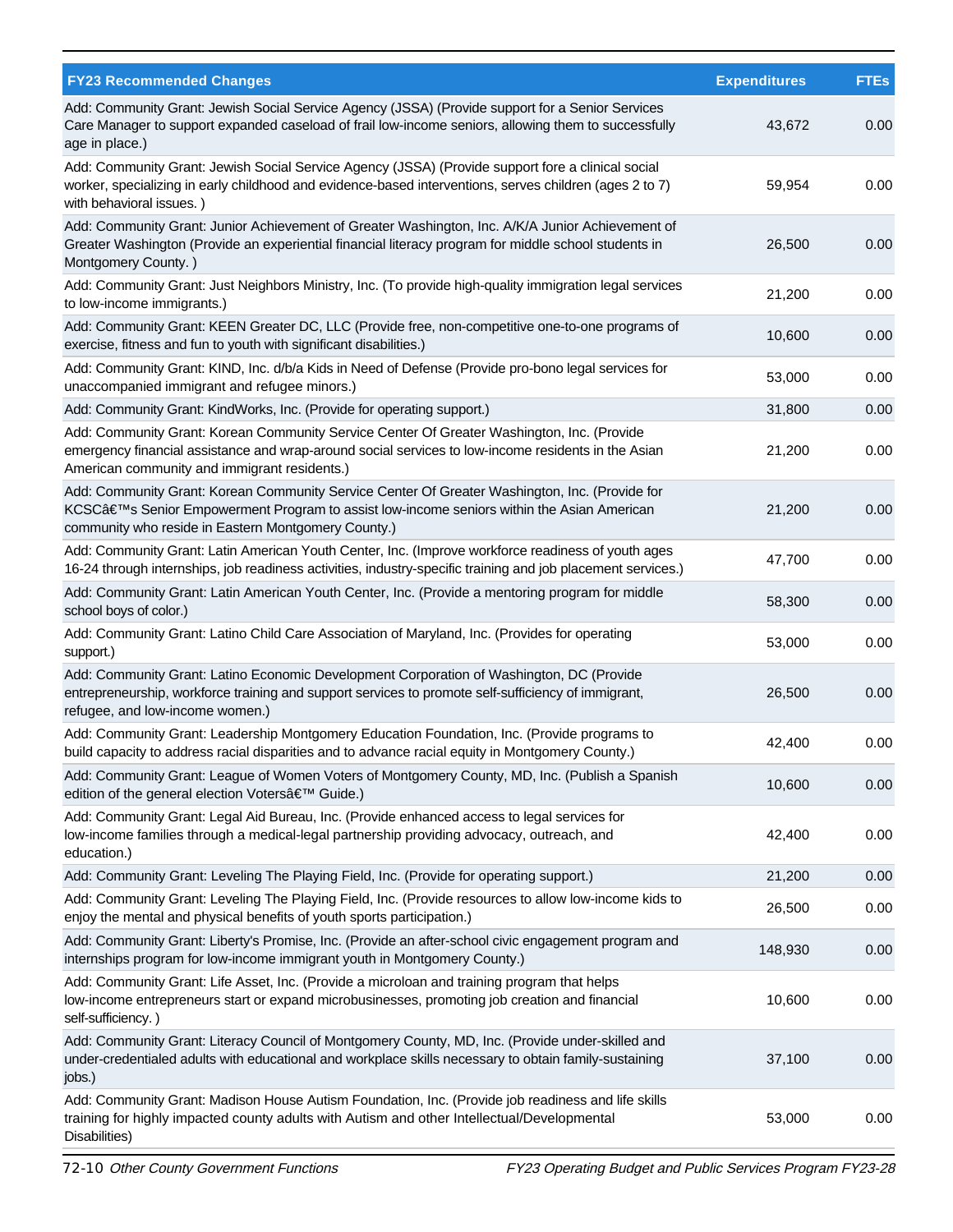| FY23 Recommended Changes | Expenditures | FTEs |
|---|---|---|
| Add: Community Grant: Jewish Social Service Agency (JSSA) (Provide support for a Senior Services Care Manager to support expanded caseload of frail low-income seniors, allowing them to successfully age in place.) | 43,672 | 0.00 |
| Add: Community Grant: Jewish Social Service Agency (JSSA) (Provide support fore a clinical social worker, specializing in early childhood and evidence-based interventions, serves children (ages 2 to 7) with behavioral issues. ) | 59,954 | 0.00 |
| Add: Community Grant: Junior Achievement of Greater Washington, Inc. A/K/A Junior Achievement of Greater Washington (Provide an experiential financial literacy program for middle school students in Montgomery County. ) | 26,500 | 0.00 |
| Add: Community Grant: Just Neighbors Ministry, Inc. (To provide high-quality immigration legal services to low-income immigrants.) | 21,200 | 0.00 |
| Add: Community Grant: KEEN Greater DC, LLC (Provide free, non-competitive one-to-one programs of exercise, fitness and fun to youth with significant disabilities.) | 10,600 | 0.00 |
| Add: Community Grant: KIND, Inc. d/b/a Kids in Need of Defense (Provide pro-bono legal services for unaccompanied immigrant and refugee minors.) | 53,000 | 0.00 |
| Add: Community Grant: KindWorks, Inc. (Provide for operating support.) | 31,800 | 0.00 |
| Add: Community Grant: Korean Community Service Center Of Greater Washington, Inc. (Provide emergency financial assistance and wrap-around social services to low-income residents in the Asian American community and immigrant residents.) | 21,200 | 0.00 |
| Add: Community Grant: Korean Community Service Center Of Greater Washington, Inc. (Provide for KCSCâ€™s Senior Empowerment Program to assist low-income seniors within the Asian American community who reside in Eastern Montgomery County.) | 21,200 | 0.00 |
| Add: Community Grant: Latin American Youth Center, Inc. (Improve workforce readiness of youth ages 16-24 through internships, job readiness activities, industry-specific training and job placement services.) | 47,700 | 0.00 |
| Add: Community Grant: Latin American Youth Center, Inc. (Provide a mentoring program for middle school boys of color.) | 58,300 | 0.00 |
| Add: Community Grant: Latino Child Care Association of Maryland, Inc. (Provides for operating support.) | 53,000 | 0.00 |
| Add: Community Grant: Latino Economic Development Corporation of Washington, DC (Provide entrepreneurship, workforce training and support services to promote self-sufficiency of immigrant, refugee, and low-income women.) | 26,500 | 0.00 |
| Add: Community Grant: Leadership Montgomery Education Foundation, Inc. (Provide programs to build capacity to address racial disparities and to advance racial equity in Montgomery County.) | 42,400 | 0.00 |
| Add: Community Grant: League of Women Voters of Montgomery County, MD, Inc. (Publish a Spanish edition of the general election Votersâ€™ Guide.) | 10,600 | 0.00 |
| Add: Community Grant: Legal Aid Bureau, Inc. (Provide enhanced access to legal services for low-income families through a medical-legal partnership providing advocacy, outreach, and education.) | 42,400 | 0.00 |
| Add: Community Grant: Leveling The Playing Field, Inc. (Provide for operating support.) | 21,200 | 0.00 |
| Add: Community Grant: Leveling The Playing Field, Inc. (Provide resources to allow low-income kids to enjoy the mental and physical benefits of youth sports participation.) | 26,500 | 0.00 |
| Add: Community Grant: Liberty's Promise, Inc. (Provide an after-school civic engagement program and internships program for low-income immigrant youth in Montgomery County.) | 148,930 | 0.00 |
| Add: Community Grant: Life Asset, Inc. (Provide a microloan and training program that helps low-income entrepreneurs start or expand microbusinesses, promoting job creation and financial self-sufficiency. ) | 10,600 | 0.00 |
| Add: Community Grant: Literacy Council of Montgomery County, MD, Inc. (Provide under-skilled and under-credentialed adults with educational and workplace skills necessary to obtain family-sustaining jobs.) | 37,100 | 0.00 |
| Add: Community Grant: Madison House Autism Foundation, Inc. (Provide job readiness and life skills training for highly impacted county adults with Autism and other Intellectual/Developmental Disabilities) | 53,000 | 0.00 |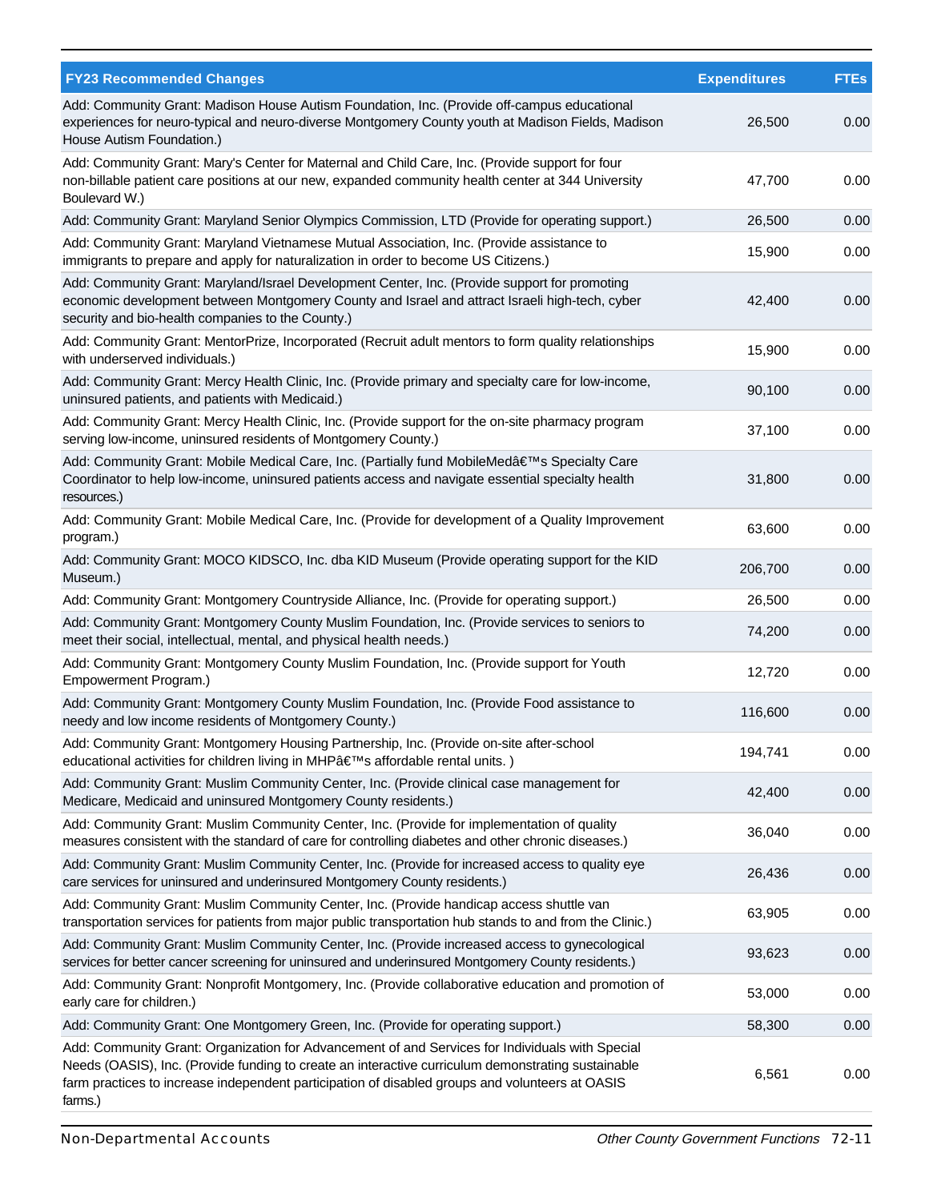| FY23 Recommended Changes | Expenditures | FTEs |
|---|---|---|
| Add: Community Grant: Madison House Autism Foundation, Inc. (Provide off-campus educational experiences for neuro-typical and neuro-diverse Montgomery County youth at Madison Fields, Madison House Autism Foundation.) | 26,500 | 0.00 |
| Add: Community Grant: Mary's Center for Maternal and Child Care, Inc. (Provide support for four non-billable patient care positions at our new, expanded community health center at 344 University Boulevard W.) | 47,700 | 0.00 |
| Add: Community Grant: Maryland Senior Olympics Commission, LTD (Provide for operating support.) | 26,500 | 0.00 |
| Add: Community Grant: Maryland Vietnamese Mutual Association, Inc. (Provide assistance to immigrants to prepare and apply for naturalization in order to become US Citizens.) | 15,900 | 0.00 |
| Add: Community Grant: Maryland/Israel Development Center, Inc. (Provide support for promoting economic development between Montgomery County and Israel and attract Israeli high-tech, cyber security and bio-health companies to the County.) | 42,400 | 0.00 |
| Add: Community Grant: MentorPrize, Incorporated (Recruit adult mentors to form quality relationships with underserved individuals.) | 15,900 | 0.00 |
| Add: Community Grant: Mercy Health Clinic, Inc. (Provide primary and specialty care for low-income, uninsured patients, and patients with Medicaid.) | 90,100 | 0.00 |
| Add: Community Grant: Mercy Health Clinic, Inc. (Provide support for the on-site pharmacy program serving low-income, uninsured residents of Montgomery County.) | 37,100 | 0.00 |
| Add: Community Grant: Mobile Medical Care, Inc. (Partially fund MobileMedâ€™s Specialty Care Coordinator to help low-income, uninsured patients access and navigate essential specialty health resources.) | 31,800 | 0.00 |
| Add: Community Grant: Mobile Medical Care, Inc. (Provide for development of a Quality Improvement program.) | 63,600 | 0.00 |
| Add: Community Grant: MOCO KIDSCO, Inc. dba KID Museum (Provide operating support for the KID Museum.) | 206,700 | 0.00 |
| Add: Community Grant: Montgomery Countryside Alliance, Inc. (Provide for operating support.) | 26,500 | 0.00 |
| Add: Community Grant: Montgomery County Muslim Foundation, Inc. (Provide services to seniors to meet their social, intellectual, mental, and physical health needs.) | 74,200 | 0.00 |
| Add: Community Grant: Montgomery County Muslim Foundation, Inc. (Provide support for Youth Empowerment Program.) | 12,720 | 0.00 |
| Add: Community Grant: Montgomery County Muslim Foundation, Inc. (Provide Food assistance to needy and low income residents of Montgomery County.) | 116,600 | 0.00 |
| Add: Community Grant: Montgomery Housing Partnership, Inc. (Provide on-site after-school educational activities for children living in MHPâ€™s affordable rental units. ) | 194,741 | 0.00 |
| Add: Community Grant: Muslim Community Center, Inc. (Provide clinical case management for Medicare, Medicaid and uninsured Montgomery County residents.) | 42,400 | 0.00 |
| Add: Community Grant: Muslim Community Center, Inc. (Provide for implementation of quality measures consistent with the standard of care for controlling diabetes and other chronic diseases.) | 36,040 | 0.00 |
| Add: Community Grant: Muslim Community Center, Inc. (Provide for increased access to quality eye care services for uninsured and underinsured Montgomery County residents.) | 26,436 | 0.00 |
| Add: Community Grant: Muslim Community Center, Inc. (Provide handicap access shuttle van transportation services for patients from major public transportation hub stands to and from the Clinic.) | 63,905 | 0.00 |
| Add: Community Grant: Muslim Community Center, Inc. (Provide increased access to gynecological services for better cancer screening for uninsured and underinsured Montgomery County residents.) | 93,623 | 0.00 |
| Add: Community Grant: Nonprofit Montgomery, Inc. (Provide collaborative education and promotion of early care for children.) | 53,000 | 0.00 |
| Add: Community Grant: One Montgomery Green, Inc. (Provide for operating support.) | 58,300 | 0.00 |
| Add: Community Grant: Organization for Advancement of and Services for Individuals with Special Needs (OASIS), Inc. (Provide funding to create an interactive curriculum demonstrating sustainable farm practices to increase independent participation of disabled groups and volunteers at OASIS farms.) | 6,561 | 0.00 |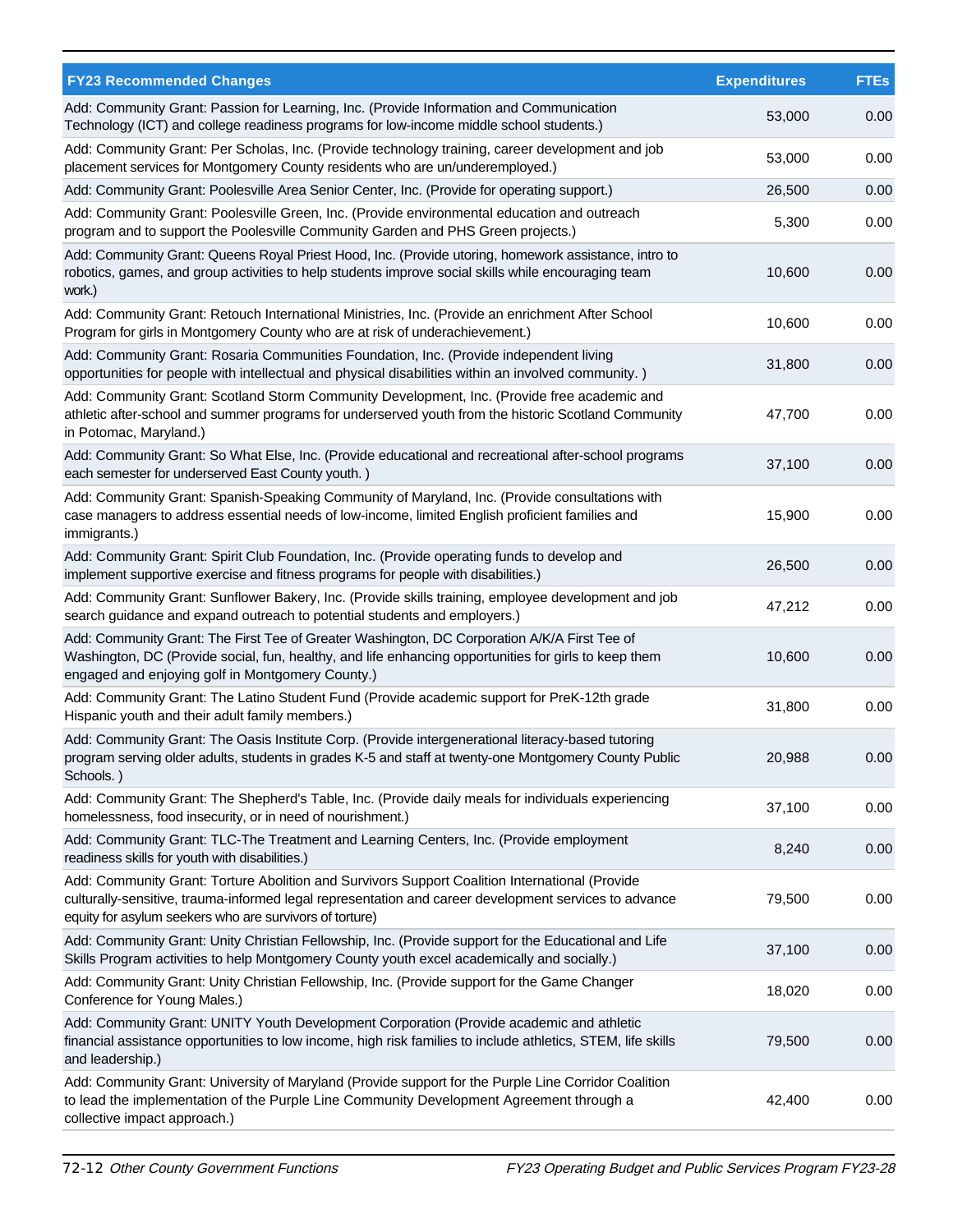| FY23 Recommended Changes | Expenditures | FTEs |
|---|---|---|
| Add: Community Grant: Passion for Learning, Inc. (Provide Information and Communication Technology (ICT) and college readiness programs for low-income middle school students.) | 53,000 | 0.00 |
| Add: Community Grant: Per Scholas, Inc. (Provide technology training, career development and job placement services for Montgomery County residents who are un/underemployed.) | 53,000 | 0.00 |
| Add: Community Grant: Poolesville Area Senior Center, Inc. (Provide for operating support.) | 26,500 | 0.00 |
| Add: Community Grant: Poolesville Green, Inc. (Provide environmental education and outreach program and to support the Poolesville Community Garden and PHS Green projects.) | 5,300 | 0.00 |
| Add: Community Grant: Queens Royal Priest Hood, Inc. (Provide utoring, homework assistance, intro to robotics, games, and group activities to help students improve social skills while encouraging team work.) | 10,600 | 0.00 |
| Add: Community Grant: Retouch International Ministries, Inc. (Provide an enrichment After School Program for girls in Montgomery County who are at risk of underachievement.) | 10,600 | 0.00 |
| Add: Community Grant: Rosaria Communities Foundation, Inc. (Provide independent living opportunities for people with intellectual and physical disabilities within an involved community. ) | 31,800 | 0.00 |
| Add: Community Grant: Scotland Storm Community Development, Inc. (Provide free academic and athletic after-school and summer programs for underserved youth from the historic Scotland Community in Potomac, Maryland.) | 47,700 | 0.00 |
| Add: Community Grant: So What Else, Inc. (Provide educational and recreational after-school programs each semester for underserved East County youth. ) | 37,100 | 0.00 |
| Add: Community Grant: Spanish-Speaking Community of Maryland, Inc. (Provide consultations with case managers to address essential needs of low-income, limited English proficient families and immigrants.) | 15,900 | 0.00 |
| Add: Community Grant: Spirit Club Foundation, Inc. (Provide operating funds to develop and implement supportive exercise and fitness programs for people with disabilities.) | 26,500 | 0.00 |
| Add: Community Grant: Sunflower Bakery, Inc. (Provide skills training, employee development and job search guidance and expand outreach to potential students and employers.) | 47,212 | 0.00 |
| Add: Community Grant: The First Tee of Greater Washington, DC Corporation A/K/A First Tee of Washington, DC (Provide social, fun, healthy, and life enhancing opportunities for girls to keep them engaged and enjoying golf in Montgomery County.) | 10,600 | 0.00 |
| Add: Community Grant: The Latino Student Fund (Provide academic support for PreK-12th grade Hispanic youth and their adult family members.) | 31,800 | 0.00 |
| Add: Community Grant: The Oasis Institute Corp. (Provide intergenerational literacy-based tutoring program serving older adults, students in grades K-5 and staff at twenty-one Montgomery County Public Schools. ) | 20,988 | 0.00 |
| Add: Community Grant: The Shepherd's Table, Inc. (Provide daily meals for individuals experiencing homelessness, food insecurity, or in need of nourishment.) | 37,100 | 0.00 |
| Add: Community Grant: TLC-The Treatment and Learning Centers, Inc. (Provide employment readiness skills for youth with disabilities.) | 8,240 | 0.00 |
| Add: Community Grant: Torture Abolition and Survivors Support Coalition International (Provide culturally-sensitive, trauma-informed legal representation and career development services to advance equity for asylum seekers who are survivors of torture) | 79,500 | 0.00 |
| Add: Community Grant: Unity Christian Fellowship, Inc. (Provide support for the Educational and Life Skills Program activities to help Montgomery County youth excel academically and socially.) | 37,100 | 0.00 |
| Add: Community Grant: Unity Christian Fellowship, Inc. (Provide support for the Game Changer Conference for Young Males.) | 18,020 | 0.00 |
| Add: Community Grant: UNITY Youth Development Corporation (Provide academic and athletic financial assistance opportunities to low income, high risk families to include athletics, STEM, life skills and leadership.) | 79,500 | 0.00 |
| Add: Community Grant: University of Maryland (Provide support for the Purple Line Corridor Coalition to lead the implementation of the Purple Line Community Development Agreement through a collective impact approach.) | 42,400 | 0.00 |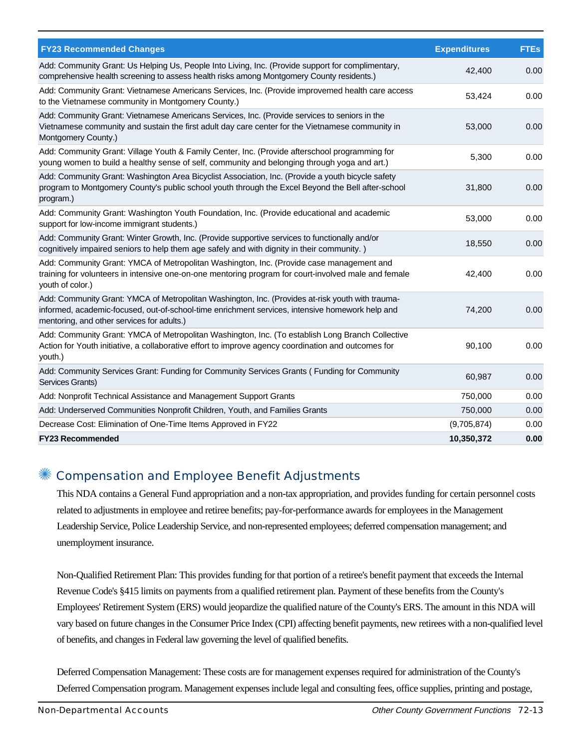| FY23 Recommended Changes | Expenditures | FTEs |
|---|---|---|
| Add: Community Grant: Us Helping Us, People Into Living, Inc. (Provide support for complimentary, comprehensive health screening to assess health risks among Montgomery County residents.) | 42,400 | 0.00 |
| Add: Community Grant: Vietnamese Americans Services, Inc. (Provide improvemed health care access to the Vietnamese community in Montgomery County.) | 53,424 | 0.00 |
| Add: Community Grant: Vietnamese Americans Services, Inc. (Provide services to seniors in the Vietnamese community and sustain the first adult day care center for the Vietnamese community in Montgomery County.) | 53,000 | 0.00 |
| Add: Community Grant: Village Youth & Family Center, Inc. (Provide afterschool programming for young women to build a healthy sense of self, community and belonging through yoga and art.) | 5,300 | 0.00 |
| Add: Community Grant: Washington Area Bicyclist Association, Inc. (Provide a youth bicycle safety program to Montgomery County's public school youth through the Excel Beyond the Bell after-school program.) | 31,800 | 0.00 |
| Add: Community Grant: Washington Youth Foundation, Inc. (Provide educational and academic support for low-income immigrant students.) | 53,000 | 0.00 |
| Add: Community Grant: Winter Growth, Inc. (Provide supportive services to functionally and/or cognitively impaired seniors to help them age safely and with dignity in their community. ) | 18,550 | 0.00 |
| Add: Community Grant: YMCA of Metropolitan Washington, Inc. (Provide case management and training for volunteers in intensive one-on-one mentoring program for court-involved male and female youth of color.) | 42,400 | 0.00 |
| Add: Community Grant: YMCA of Metropolitan Washington, Inc. (Provides at-risk youth with trauma-informed, academic-focused, out-of-school-time enrichment services, intensive homework help and mentoring, and other services for adults.) | 74,200 | 0.00 |
| Add: Community Grant: YMCA of Metropolitan Washington, Inc. (To establish Long Branch Collective Action for Youth initiative, a collaborative effort to improve agency coordination and outcomes for youth.) | 90,100 | 0.00 |
| Add: Community Services Grant: Funding for Community Services Grants ( Funding for Community Services Grants) | 60,987 | 0.00 |
| Add: Nonprofit Technical Assistance and Management Support Grants | 750,000 | 0.00 |
| Add: Underserved Communities Nonprofit Children, Youth, and Families Grants | 750,000 | 0.00 |
| Decrease Cost: Elimination of One-Time Items Approved in FY22 | (9,705,874) | 0.00 |
| **FY23 Recommended** | **10,350,372** | **0.00** |

## Compensation and Employee Benefit Adjustments

This NDA contains a General Fund appropriation and a non-tax appropriation, and provides funding for certain personnel costs related to adjustments in employee and retiree benefits; pay-for-performance awards for employees in the Management Leadership Service, Police Leadership Service, and non-represented employees; deferred compensation management; and unemployment insurance.

Non-Qualified Retirement Plan: This provides funding for that portion of a retiree's benefit payment that exceeds the Internal Revenue Code's §415 limits on payments from a qualified retirement plan. Payment of these benefits from the County's Employees' Retirement System (ERS) would jeopardize the qualified nature of the County's ERS. The amount in this NDA will vary based on future changes in the Consumer Price Index (CPI) affecting benefit payments, new retirees with a non-qualified level of benefits, and changes in Federal law governing the level of qualified benefits.

Deferred Compensation Management: These costs are for management expenses required for administration of the County's Deferred Compensation program. Management expenses include legal and consulting fees, office supplies, printing and postage,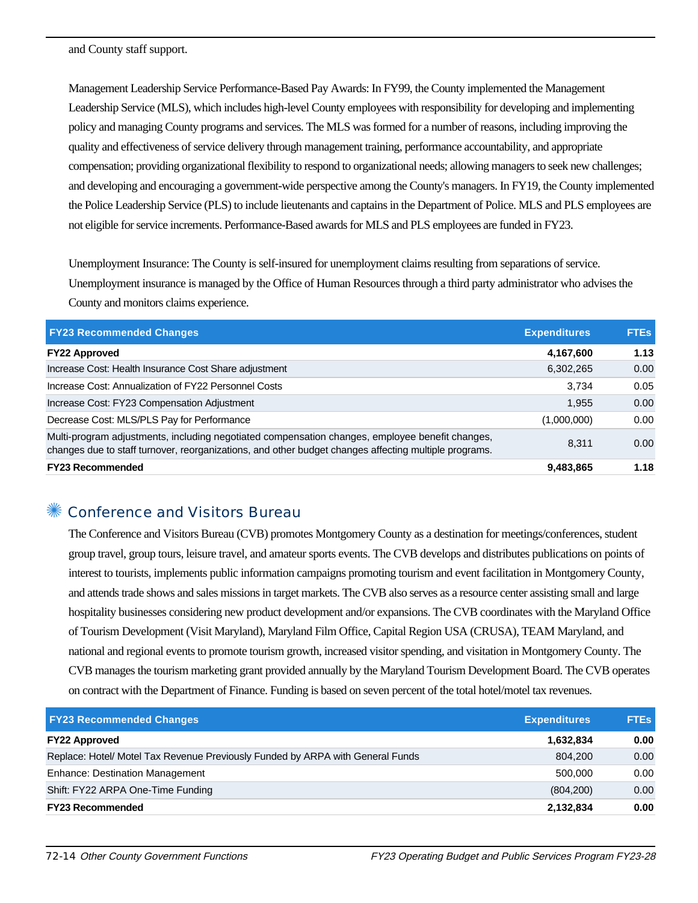and County staff support.

Management Leadership Service Performance-Based Pay Awards: In FY99, the County implemented the Management Leadership Service (MLS), which includes high-level County employees with responsibility for developing and implementing policy and managing County programs and services. The MLS was formed for a number of reasons, including improving the quality and effectiveness of service delivery through management training, performance accountability, and appropriate compensation; providing organizational flexibility to respond to organizational needs; allowing managers to seek new challenges; and developing and encouraging a government-wide perspective among the County's managers. In FY19, the County implemented the Police Leadership Service (PLS) to include lieutenants and captains in the Department of Police. MLS and PLS employees are not eligible for service increments. Performance-Based awards for MLS and PLS employees are funded in FY23.

Unemployment Insurance: The County is self-insured for unemployment claims resulting from separations of service. Unemployment insurance is managed by the Office of Human Resources through a third party administrator who advises the County and monitors claims experience.

| FY23 Recommended Changes | Expenditures | FTEs |
|---|---|---|
| **FY22 Approved** | **4,167,600** | **1.13** |
| Increase Cost: Health Insurance Cost Share adjustment | 6,302,265 | 0.00 |
| Increase Cost: Annualization of FY22 Personnel Costs | 3,734 | 0.05 |
| Increase Cost: FY23 Compensation Adjustment | 1,955 | 0.00 |
| Decrease Cost: MLS/PLS Pay for Performance | (1,000,000) | 0.00 |
| Multi-program adjustments, including negotiated compensation changes, employee benefit changes, changes due to staff turnover, reorganizations, and other budget changes affecting multiple programs. | 8,311 | 0.00 |
| **FY23 Recommended** | **9,483,865** | **1.18** |

## Conference and Visitors Bureau

The Conference and Visitors Bureau (CVB) promotes Montgomery County as a destination for meetings/conferences, student group travel, group tours, leisure travel, and amateur sports events. The CVB develops and distributes publications on points of interest to tourists, implements public information campaigns promoting tourism and event facilitation in Montgomery County, and attends trade shows and sales missions in target markets. The CVB also serves as a resource center assisting small and large hospitality businesses considering new product development and/or expansions. The CVB coordinates with the Maryland Office of Tourism Development (Visit Maryland), Maryland Film Office, Capital Region USA (CRUSA), TEAM Maryland, and national and regional events to promote tourism growth, increased visitor spending, and visitation in Montgomery County. The CVB manages the tourism marketing grant provided annually by the Maryland Tourism Development Board. The CVB operates on contract with the Department of Finance. Funding is based on seven percent of the total hotel/motel tax revenues.

| FY23 Recommended Changes | Expenditures | FTEs |
|---|---|---|
| **FY22 Approved** | **1,632,834** | **0.00** |
| Replace: Hotel/ Motel Tax Revenue Previously Funded by ARPA with General Funds | 804,200 | 0.00 |
| Enhance: Destination Management | 500,000 | 0.00 |
| Shift: FY22 ARPA One-Time Funding | (804,200) | 0.00 |
| **FY23 Recommended** | **2,132,834** | **0.00** |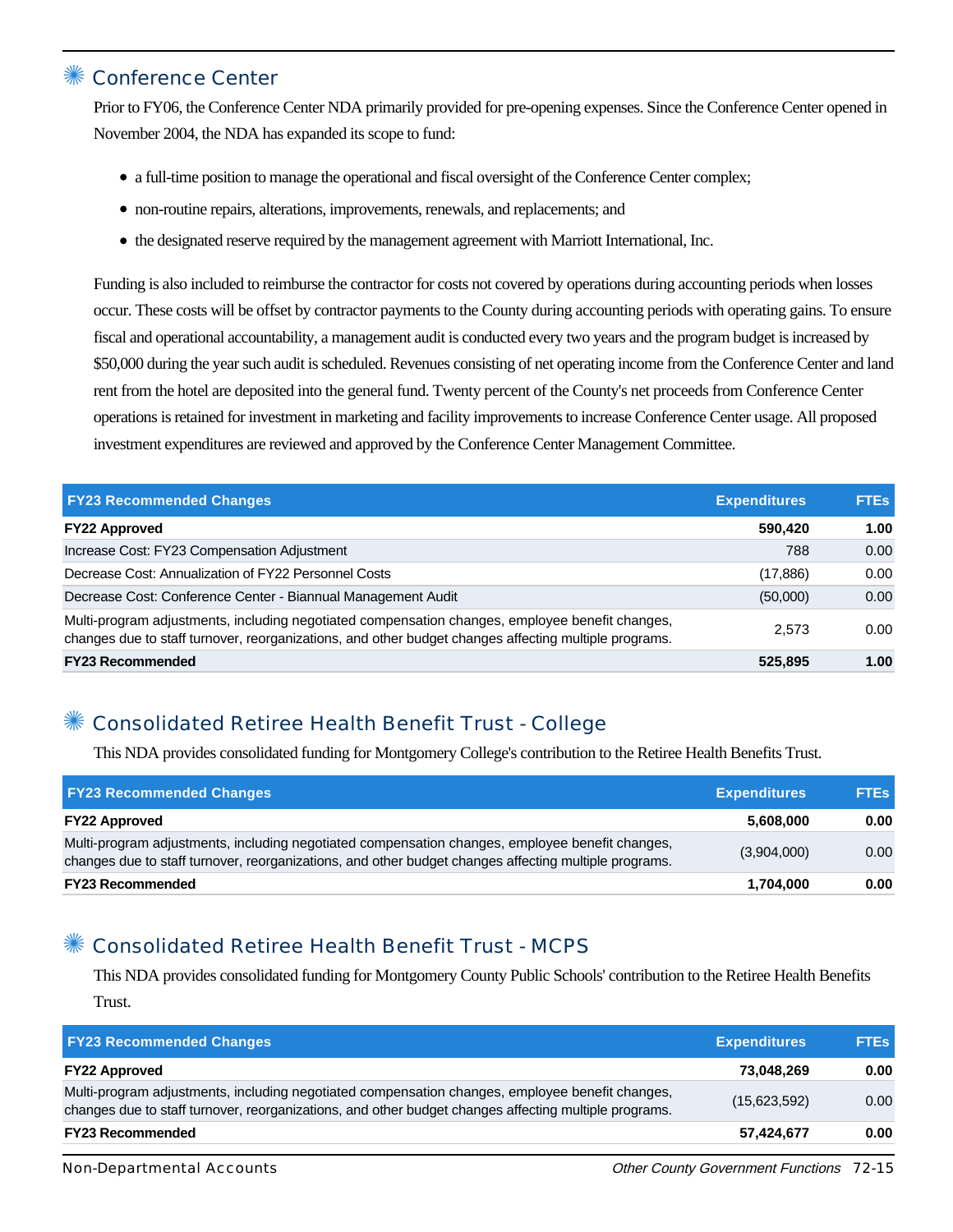## Conference Center

Prior to FY06, the Conference Center NDA primarily provided for pre-opening expenses. Since the Conference Center opened in November 2004, the NDA has expanded its scope to fund:

- a full-time position to manage the operational and fiscal oversight of the Conference Center complex;
- non-routine repairs, alterations, improvements, renewals, and replacements; and
- the designated reserve required by the management agreement with Marriott International, Inc.

Funding is also included to reimburse the contractor for costs not covered by operations during accounting periods when losses occur. These costs will be offset by contractor payments to the County during accounting periods with operating gains. To ensure fiscal and operational accountability, a management audit is conducted every two years and the program budget is increased by $50,000 during the year such audit is scheduled. Revenues consisting of net operating income from the Conference Center and land rent from the hotel are deposited into the general fund. Twenty percent of the County's net proceeds from Conference Center operations is retained for investment in marketing and facility improvements to increase Conference Center usage. All proposed investment expenditures are reviewed and approved by the Conference Center Management Committee.

| FY23 Recommended Changes | Expenditures | FTEs |
|---|---|---|
| **FY22 Approved** | **590,420** | **1.00** |
| Increase Cost: FY23 Compensation Adjustment | 788 | 0.00 |
| Decrease Cost: Annualization of FY22 Personnel Costs | (17,886) | 0.00 |
| Decrease Cost: Conference Center - Biannual Management Audit | (50,000) | 0.00 |
| Multi-program adjustments, including negotiated compensation changes, employee benefit changes, changes due to staff turnover, reorganizations, and other budget changes affecting multiple programs. | 2,573 | 0.00 |
| **FY23 Recommended** | **525,895** | **1.00** |

## Consolidated Retiree Health Benefit Trust - College

This NDA provides consolidated funding for Montgomery College's contribution to the Retiree Health Benefits Trust.

| FY23 Recommended Changes | Expenditures | FTEs |
|---|---|---|
| **FY22 Approved** | **5,608,000** | **0.00** |
| Multi-program adjustments, including negotiated compensation changes, employee benefit changes, changes due to staff turnover, reorganizations, and other budget changes affecting multiple programs. | (3,904,000) | 0.00 |
| **FY23 Recommended** | **1,704,000** | **0.00** |

## Consolidated Retiree Health Benefit Trust - MCPS

This NDA provides consolidated funding for Montgomery County Public Schools' contribution to the Retiree Health Benefits Trust.

| FY23 Recommended Changes | Expenditures | FTEs |
|---|---|---|
| **FY22 Approved** | **73,048,269** | **0.00** |
| Multi-program adjustments, including negotiated compensation changes, employee benefit changes, changes due to staff turnover, reorganizations, and other budget changes affecting multiple programs. | (15,623,592) | 0.00 |
| **FY23 Recommended** | **57,424,677** | **0.00** |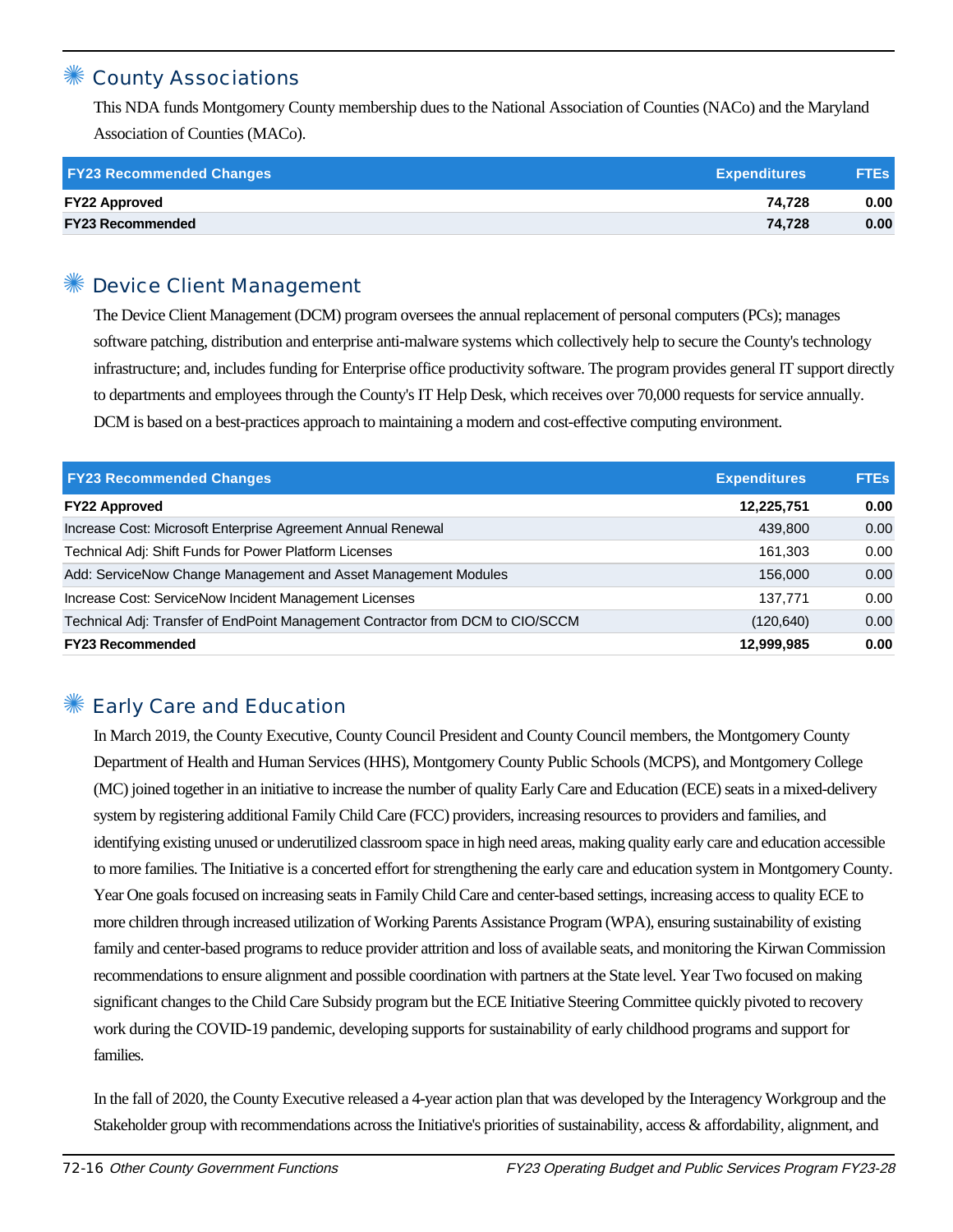## County Associations

This NDA funds Montgomery County membership dues to the National Association of Counties (NACo) and the Maryland Association of Counties (MACo).

| FY23 Recommended Changes | Expenditures | FTEs |
|---|---|---|
| **FY22 Approved** | **74,728** | **0.00** |
| **FY23 Recommended** | **74,728** | **0.00** |

## Device Client Management

The Device Client Management (DCM) program oversees the annual replacement of personal computers (PCs); manages software patching, distribution and enterprise anti-malware systems which collectively help to secure the County's technology infrastructure; and, includes funding for Enterprise office productivity software. The program provides general IT support directly to departments and employees through the County's IT Help Desk, which receives over 70,000 requests for service annually. DCM is based on a best-practices approach to maintaining a modern and cost-effective computing environment.

| FY23 Recommended Changes | Expenditures | FTEs |
|---|---|---|
| **FY22 Approved** | **12,225,751** | **0.00** |
| Increase Cost: Microsoft Enterprise Agreement Annual Renewal | 439,800 | 0.00 |
| Technical Adj: Shift Funds for Power Platform Licenses | 161,303 | 0.00 |
| Add: ServiceNow Change Management and Asset Management Modules | 156,000 | 0.00 |
| Increase Cost: ServiceNow Incident Management Licenses | 137,771 | 0.00 |
| Technical Adj: Transfer of EndPoint Management Contractor from DCM to CIO/SCCM | (120,640) | 0.00 |
| **FY23 Recommended** | **12,999,985** | **0.00** |

## Early Care and Education

In March 2019, the County Executive, County Council President and County Council members, the Montgomery County Department of Health and Human Services (HHS), Montgomery County Public Schools (MCPS), and Montgomery College (MC) joined together in an initiative to increase the number of quality Early Care and Education (ECE) seats in a mixed-delivery system by registering additional Family Child Care (FCC) providers, increasing resources to providers and families, and identifying existing unused or underutilized classroom space in high need areas, making quality early care and education accessible to more families. The Initiative is a concerted effort for strengthening the early care and education system in Montgomery County. Year One goals focused on increasing seats in Family Child Care and center-based settings, increasing access to quality ECE to more children through increased utilization of Working Parents Assistance Program (WPA), ensuring sustainability of existing family and center-based programs to reduce provider attrition and loss of available seats, and monitoring the Kirwan Commission recommendations to ensure alignment and possible coordination with partners at the State level. Year Two focused on making significant changes to the Child Care Subsidy program but the ECE Initiative Steering Committee quickly pivoted to recovery work during the COVID-19 pandemic, developing supports for sustainability of early childhood programs and support for families.

In the fall of 2020, the County Executive released a 4-year action plan that was developed by the Interagency Workgroup and the Stakeholder group with recommendations across the Initiative's priorities of sustainability, access & affordability, alignment, and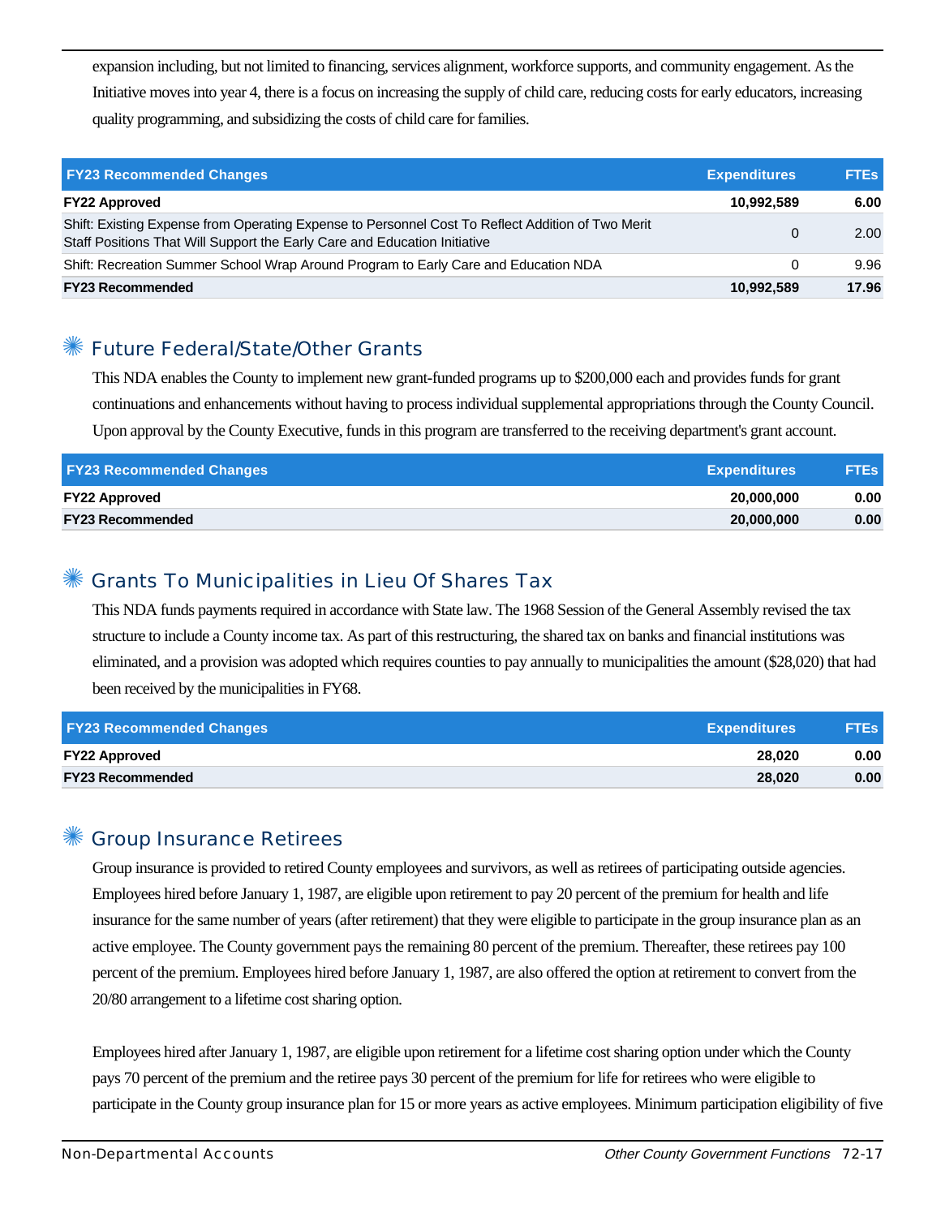expansion including, but not limited to financing, services alignment, workforce supports, and community engagement. As the Initiative moves into year 4, there is a focus on increasing the supply of child care, reducing costs for early educators, increasing quality programming, and subsidizing the costs of child care for families.

| FY23 Recommended Changes | Expenditures | FTEs |
|---|---|---|
| **FY22 Approved** | **10,992,589** | **6.00** |
| Shift: Existing Expense from Operating Expense to Personnel Cost To Reflect Addition of Two Merit Staff Positions That Will Support the Early Care and Education Initiative | 0 | 2.00 |
| Shift: Recreation Summer School Wrap Around Program to Early Care and Education NDA | 0 | 9.96 |
| **FY23 Recommended** | **10,992,589** | **17.96** |

## Future Federal/State/Other Grants

This NDA enables the County to implement new grant-funded programs up to $200,000 each and provides funds for grant continuations and enhancements without having to process individual supplemental appropriations through the County Council. Upon approval by the County Executive, funds in this program are transferred to the receiving department's grant account.

| FY23 Recommended Changes | Expenditures | FTEs |
|---|---|---|
| **FY22 Approved** | **20,000,000** | **0.00** |
| **FY23 Recommended** | **20,000,000** | **0.00** |

## Grants To Municipalities in Lieu Of Shares Tax

This NDA funds payments required in accordance with State law. The 1968 Session of the General Assembly revised the tax structure to include a County income tax. As part of this restructuring, the shared tax on banks and financial institutions was eliminated, and a provision was adopted which requires counties to pay annually to municipalities the amount ($28,020) that had been received by the municipalities in FY68.

| FY23 Recommended Changes | Expenditures | FTEs |
|---|---|---|
| **FY22 Approved** | **28,020** | **0.00** |
| **FY23 Recommended** | **28,020** | **0.00** |

## Group Insurance Retirees

Group insurance is provided to retired County employees and survivors, as well as retirees of participating outside agencies. Employees hired before January 1, 1987, are eligible upon retirement to pay 20 percent of the premium for health and life insurance for the same number of years (after retirement) that they were eligible to participate in the group insurance plan as an active employee. The County government pays the remaining 80 percent of the premium. Thereafter, these retirees pay 100 percent of the premium. Employees hired before January 1, 1987, are also offered the option at retirement to convert from the 20/80 arrangement to a lifetime cost sharing option.

Employees hired after January 1, 1987, are eligible upon retirement for a lifetime cost sharing option under which the County pays 70 percent of the premium and the retiree pays 30 percent of the premium for life for retirees who were eligible to participate in the County group insurance plan for 15 or more years as active employees. Minimum participation eligibility of five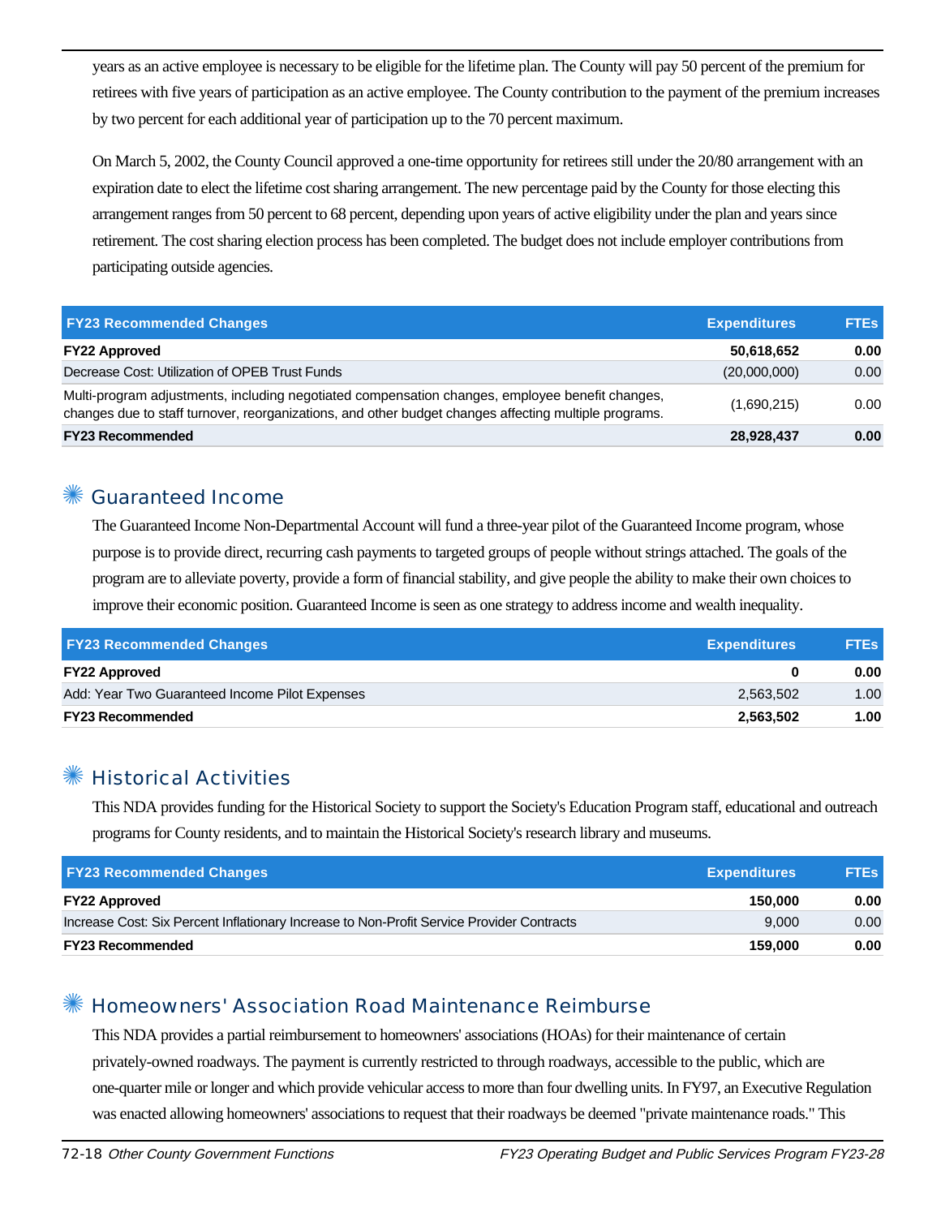years as an active employee is necessary to be eligible for the lifetime plan. The County will pay 50 percent of the premium for retirees with five years of participation as an active employee. The County contribution to the payment of the premium increases by two percent for each additional year of participation up to the 70 percent maximum.

On March 5, 2002, the County Council approved a one-time opportunity for retirees still under the 20/80 arrangement with an expiration date to elect the lifetime cost sharing arrangement. The new percentage paid by the County for those electing this arrangement ranges from 50 percent to 68 percent, depending upon years of active eligibility under the plan and years since retirement. The cost sharing election process has been completed. The budget does not include employer contributions from participating outside agencies.

| FY23 Recommended Changes | Expenditures | FTEs |
|---|---|---|
| **FY22 Approved** | **50,618,652** | **0.00** |
| Decrease Cost: Utilization of OPEB Trust Funds | (20,000,000) | 0.00 |
| Multi-program adjustments, including negotiated compensation changes, employee benefit changes, changes due to staff turnover, reorganizations, and other budget changes affecting multiple programs. | (1,690,215) | 0.00 |
| **FY23 Recommended** | **28,928,437** | **0.00** |

## Guaranteed Income

The Guaranteed Income Non-Departmental Account will fund a three-year pilot of the Guaranteed Income program, whose purpose is to provide direct, recurring cash payments to targeted groups of people without strings attached. The goals of the program are to alleviate poverty, provide a form of financial stability, and give people the ability to make their own choices to improve their economic position. Guaranteed Income is seen as one strategy to address income and wealth inequality.

| FY23 Recommended Changes | Expenditures | FTEs |
|---|---|---|
| **FY22 Approved** | **0** | **0.00** |
| Add: Year Two Guaranteed Income Pilot Expenses | 2,563,502 | 1.00 |
| **FY23 Recommended** | **2,563,502** | **1.00** |

## Historical Activities

This NDA provides funding for the Historical Society to support the Society's Education Program staff, educational and outreach programs for County residents, and to maintain the Historical Society's research library and museums.

| FY23 Recommended Changes | Expenditures | FTEs |
|---|---|---|
| **FY22 Approved** | **150,000** | **0.00** |
| Increase Cost: Six Percent Inflationary Increase to Non-Profit Service Provider Contracts | 9,000 | 0.00 |
| **FY23 Recommended** | **159,000** | **0.00** |

## Homeowners' Association Road Maintenance Reimburse

This NDA provides a partial reimbursement to homeowners' associations (HOAs) for their maintenance of certain privately-owned roadways. The payment is currently restricted to through roadways, accessible to the public, which are one-quarter mile or longer and which provide vehicular access to more than four dwelling units. In FY97, an Executive Regulation was enacted allowing homeowners' associations to request that their roadways be deemed "private maintenance roads." This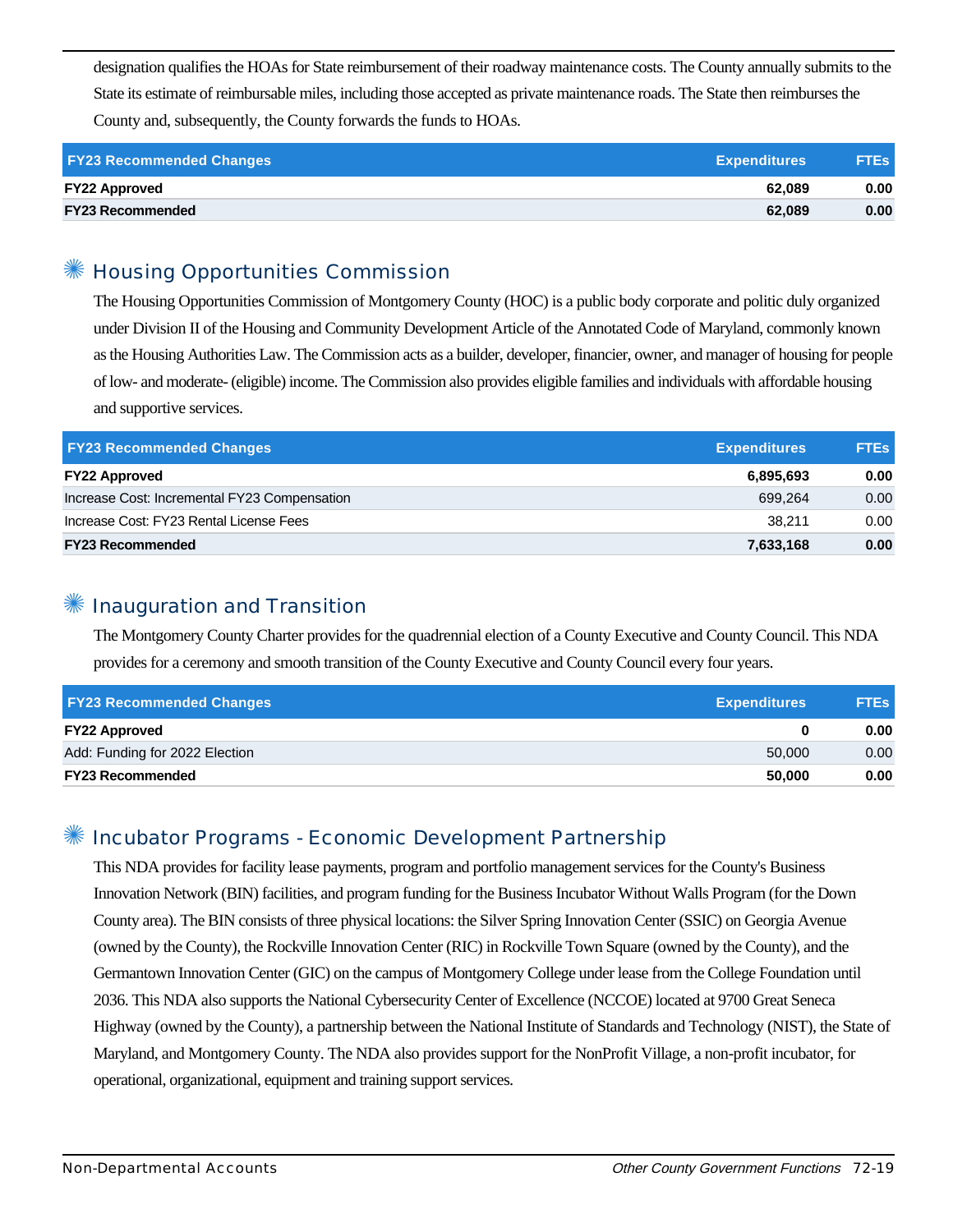designation qualifies the HOAs for State reimbursement of their roadway maintenance costs. The County annually submits to the State its estimate of reimbursable miles, including those accepted as private maintenance roads. The State then reimburses the County and, subsequently, the County forwards the funds to HOAs.

| FY23 Recommended Changes | Expenditures | FTEs |
|---|---|---|
| **FY22 Approved** | **62,089** | **0.00** |
| **FY23 Recommended** | **62,089** | **0.00** |

## Housing Opportunities Commission

The Housing Opportunities Commission of Montgomery County (HOC) is a public body corporate and politic duly organized under Division II of the Housing and Community Development Article of the Annotated Code of Maryland, commonly known as the Housing Authorities Law. The Commission acts as a builder, developer, financier, owner, and manager of housing for people of low- and moderate- (eligible) income. The Commission also provides eligible families and individuals with affordable housing and supportive services.

| FY23 Recommended Changes | Expenditures | FTEs |
|---|---|---|
| **FY22 Approved** | **6,895,693** | **0.00** |
| Increase Cost: Incremental FY23 Compensation | 699,264 | 0.00 |
| Increase Cost: FY23 Rental License Fees | 38,211 | 0.00 |
| **FY23 Recommended** | **7,633,168** | **0.00** |

## Inauguration and Transition

The Montgomery County Charter provides for the quadrennial election of a County Executive and County Council. This NDA provides for a ceremony and smooth transition of the County Executive and County Council every four years.

| FY23 Recommended Changes | Expenditures | FTEs |
|---|---|---|
| **FY22 Approved** | **0** | **0.00** |
| Add: Funding for 2022 Election | 50,000 | 0.00 |
| **FY23 Recommended** | **50,000** | **0.00** |

## Incubator Programs - Economic Development Partnership

This NDA provides for facility lease payments, program and portfolio management services for the County's Business Innovation Network (BIN) facilities, and program funding for the Business Incubator Without Walls Program (for the Down County area). The BIN consists of three physical locations: the Silver Spring Innovation Center (SSIC) on Georgia Avenue (owned by the County), the Rockville Innovation Center (RIC) in Rockville Town Square (owned by the County), and the Germantown Innovation Center (GIC) on the campus of Montgomery College under lease from the College Foundation until 2036. This NDA also supports the National Cybersecurity Center of Excellence (NCCOE) located at 9700 Great Seneca Highway (owned by the County), a partnership between the National Institute of Standards and Technology (NIST), the State of Maryland, and Montgomery County. The NDA also provides support for the NonProfit Village, a non-profit incubator, for operational, organizational, equipment and training support services.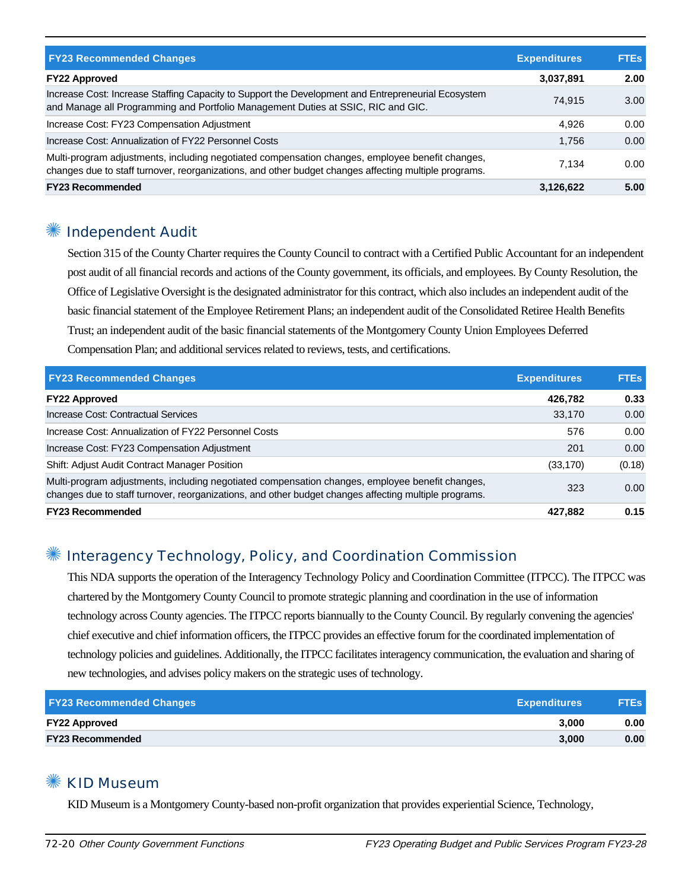| FY23 Recommended Changes | Expenditures | FTEs |
|---|---|---|
| **FY22 Approved** | **3,037,891** | **2.00** |
| Increase Cost: Increase Staffing Capacity to Support the Development and Entrepreneurial Ecosystem and Manage all Programming and Portfolio Management Duties at SSIC, RIC and GIC. | 74,915 | 3.00 |
| Increase Cost: FY23 Compensation Adjustment | 4,926 | 0.00 |
| Increase Cost: Annualization of FY22 Personnel Costs | 1,756 | 0.00 |
| Multi-program adjustments, including negotiated compensation changes, employee benefit changes, changes due to staff turnover, reorganizations, and other budget changes affecting multiple programs. | 7,134 | 0.00 |
| **FY23 Recommended** | **3,126,622** | **5.00** |

## Independent Audit

Section 315 of the County Charter requires the County Council to contract with a Certified Public Accountant for an independent post audit of all financial records and actions of the County government, its officials, and employees. By County Resolution, the Office of Legislative Oversight is the designated administrator for this contract, which also includes an independent audit of the basic financial statement of the Employee Retirement Plans; an independent audit of the Consolidated Retiree Health Benefits Trust; an independent audit of the basic financial statements of the Montgomery County Union Employees Deferred Compensation Plan; and additional services related to reviews, tests, and certifications.

| FY23 Recommended Changes | Expenditures | FTEs |
|---|---|---|
| **FY22 Approved** | **426,782** | **0.33** |
| Increase Cost: Contractual Services | 33,170 | 0.00 |
| Increase Cost: Annualization of FY22 Personnel Costs | 576 | 0.00 |
| Increase Cost: FY23 Compensation Adjustment | 201 | 0.00 |
| Shift: Adjust Audit Contract Manager Position | (33,170) | (0.18) |
| Multi-program adjustments, including negotiated compensation changes, employee benefit changes, changes due to staff turnover, reorganizations, and other budget changes affecting multiple programs. | 323 | 0.00 |
| **FY23 Recommended** | **427,882** | **0.15** |

## Interagency Technology, Policy, and Coordination Commission

This NDA supports the operation of the Interagency Technology Policy and Coordination Committee (ITPCC). The ITPCC was chartered by the Montgomery County Council to promote strategic planning and coordination in the use of information technology across County agencies. The ITPCC reports biannually to the County Council. By regularly convening the agencies' chief executive and chief information officers, the ITPCC provides an effective forum for the coordinated implementation of technology policies and guidelines. Additionally, the ITPCC facilitates interagency communication, the evaluation and sharing of new technologies, and advises policy makers on the strategic uses of technology.

| FY23 Recommended Changes | Expenditures | FTEs |
|---|---|---|
| **FY22 Approved** | **3,000** | **0.00** |
| **FY23 Recommended** | **3,000** | **0.00** |

## KID Museum

KID Museum is a Montgomery County-based non-profit organization that provides experiential Science, Technology,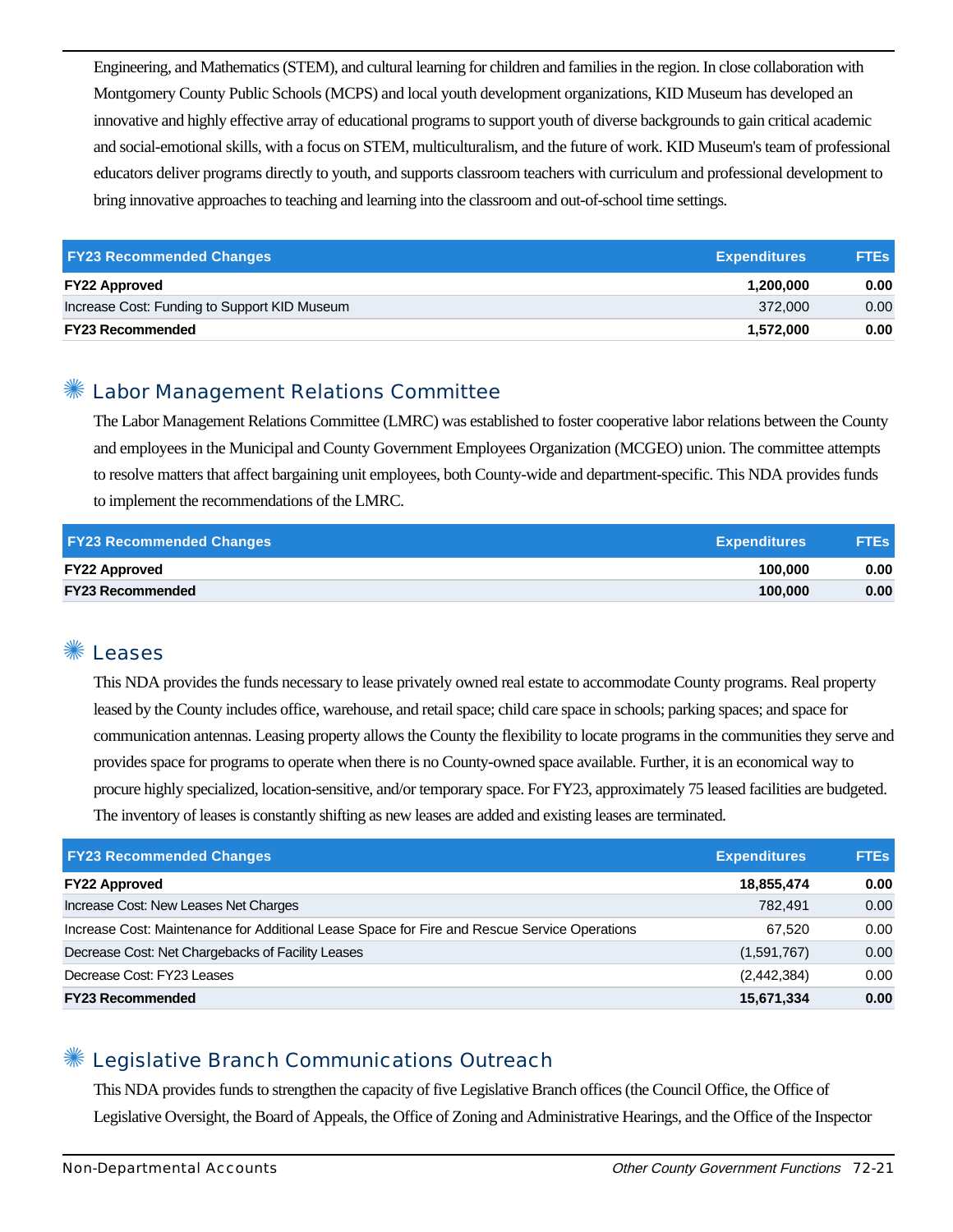Engineering, and Mathematics (STEM), and cultural learning for children and families in the region. In close collaboration with Montgomery County Public Schools (MCPS) and local youth development organizations, KID Museum has developed an innovative and highly effective array of educational programs to support youth of diverse backgrounds to gain critical academic and social-emotional skills, with a focus on STEM, multiculturalism, and the future of work. KID Museum's team of professional educators deliver programs directly to youth, and supports classroom teachers with curriculum and professional development to bring innovative approaches to teaching and learning into the classroom and out-of-school time settings.

| FY23 Recommended Changes | Expenditures | FTEs |
|---|---|---|
| **FY22 Approved** | **1,200,000** | **0.00** |
| Increase Cost: Funding to Support KID Museum | 372,000 | 0.00 |
| **FY23 Recommended** | **1,572,000** | **0.00** |

## Labor Management Relations Committee

The Labor Management Relations Committee (LMRC) was established to foster cooperative labor relations between the County and employees in the Municipal and County Government Employees Organization (MCGEO) union. The committee attempts to resolve matters that affect bargaining unit employees, both County-wide and department-specific. This NDA provides funds to implement the recommendations of the LMRC.

| FY23 Recommended Changes | Expenditures | FTEs |
|---|---|---|
| **FY22 Approved** | **100,000** | **0.00** |
| **FY23 Recommended** | **100,000** | **0.00** |

## Leases

This NDA provides the funds necessary to lease privately owned real estate to accommodate County programs. Real property leased by the County includes office, warehouse, and retail space; child care space in schools; parking spaces; and space for communication antennas. Leasing property allows the County the flexibility to locate programs in the communities they serve and provides space for programs to operate when there is no County-owned space available. Further, it is an economical way to procure highly specialized, location-sensitive, and/or temporary space. For FY23, approximately 75 leased facilities are budgeted. The inventory of leases is constantly shifting as new leases are added and existing leases are terminated.

| FY23 Recommended Changes | Expenditures | FTEs |
|---|---|---|
| **FY22 Approved** | **18,855,474** | **0.00** |
| Increase Cost: New Leases Net Charges | 782,491 | 0.00 |
| Increase Cost: Maintenance for Additional Lease Space for Fire and Rescue Service Operations | 67,520 | 0.00 |
| Decrease Cost: Net Chargebacks of Facility Leases | (1,591,767) | 0.00 |
| Decrease Cost: FY23 Leases | (2,442,384) | 0.00 |
| **FY23 Recommended** | **15,671,334** | **0.00** |

## Legislative Branch Communications Outreach

This NDA provides funds to strengthen the capacity of five Legislative Branch offices (the Council Office, the Office of Legislative Oversight, the Board of Appeals, the Office of Zoning and Administrative Hearings, and the Office of the Inspector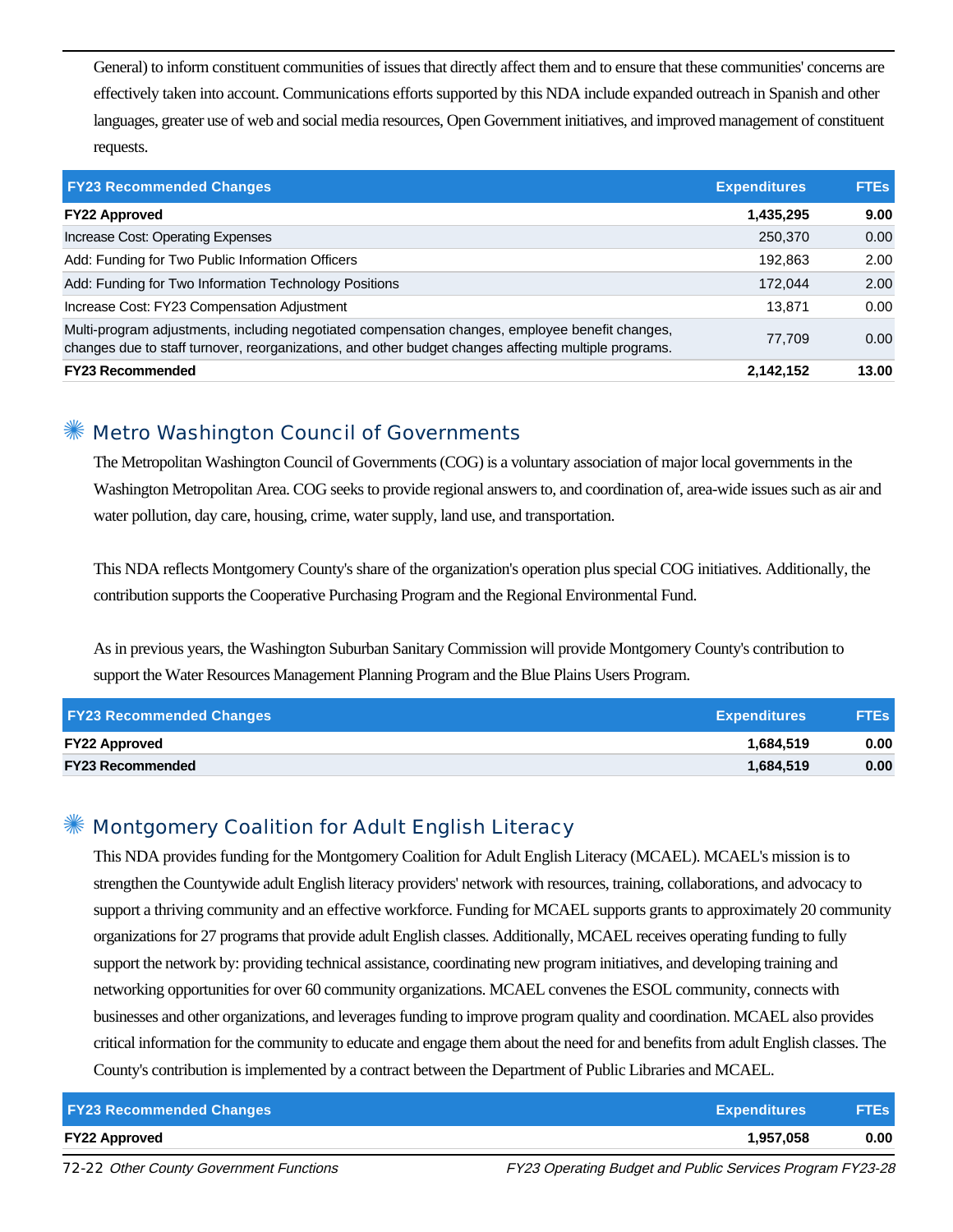General) to inform constituent communities of issues that directly affect them and to ensure that these communities' concerns are effectively taken into account. Communications efforts supported by this NDA include expanded outreach in Spanish and other languages, greater use of web and social media resources, Open Government initiatives, and improved management of constituent requests.

| FY23 Recommended Changes | Expenditures | FTEs |
| --- | --- | --- |
| **FY22 Approved** | **1,435,295** | **9.00** |
| Increase Cost: Operating Expenses | 250,370 | 0.00 |
| Add: Funding for Two Public Information Officers | 192,863 | 2.00 |
| Add: Funding for Two Information Technology Positions | 172,044 | 2.00 |
| Increase Cost: FY23 Compensation Adjustment | 13,871 | 0.00 |
| Multi-program adjustments, including negotiated compensation changes, employee benefit changes, changes due to staff turnover, reorganizations, and other budget changes affecting multiple programs. | 77,709 | 0.00 |
| **FY23 Recommended** | **2,142,152** | **13.00** |

## Metro Washington Council of Governments

The Metropolitan Washington Council of Governments (COG) is a voluntary association of major local governments in the Washington Metropolitan Area. COG seeks to provide regional answers to, and coordination of, area-wide issues such as air and water pollution, day care, housing, crime, water supply, land use, and transportation.

This NDA reflects Montgomery County's share of the organization's operation plus special COG initiatives. Additionally, the contribution supports the Cooperative Purchasing Program and the Regional Environmental Fund.

As in previous years, the Washington Suburban Sanitary Commission will provide Montgomery County's contribution to support the Water Resources Management Planning Program and the Blue Plains Users Program.

| FY23 Recommended Changes | Expenditures | FTEs |
| --- | --- | --- |
| **FY22 Approved** | **1,684,519** | **0.00** |
| **FY23 Recommended** | **1,684,519** | **0.00** |

## Montgomery Coalition for Adult English Literacy

This NDA provides funding for the Montgomery Coalition for Adult English Literacy (MCAEL). MCAEL's mission is to strengthen the Countywide adult English literacy providers' network with resources, training, collaborations, and advocacy to support a thriving community and an effective workforce. Funding for MCAEL supports grants to approximately 20 community organizations for 27 programs that provide adult English classes. Additionally, MCAEL receives operating funding to fully support the network by: providing technical assistance, coordinating new program initiatives, and developing training and networking opportunities for over 60 community organizations. MCAEL convenes the ESOL community, connects with businesses and other organizations, and leverages funding to improve program quality and coordination. MCAEL also provides critical information for the community to educate and engage them about the need for and benefits from adult English classes. The County's contribution is implemented by a contract between the Department of Public Libraries and MCAEL.

| FY23 Recommended Changes | Expenditures | FTEs |
| --- | --- | --- |
| **FY22 Approved** | **1,957,058** | **0.00** |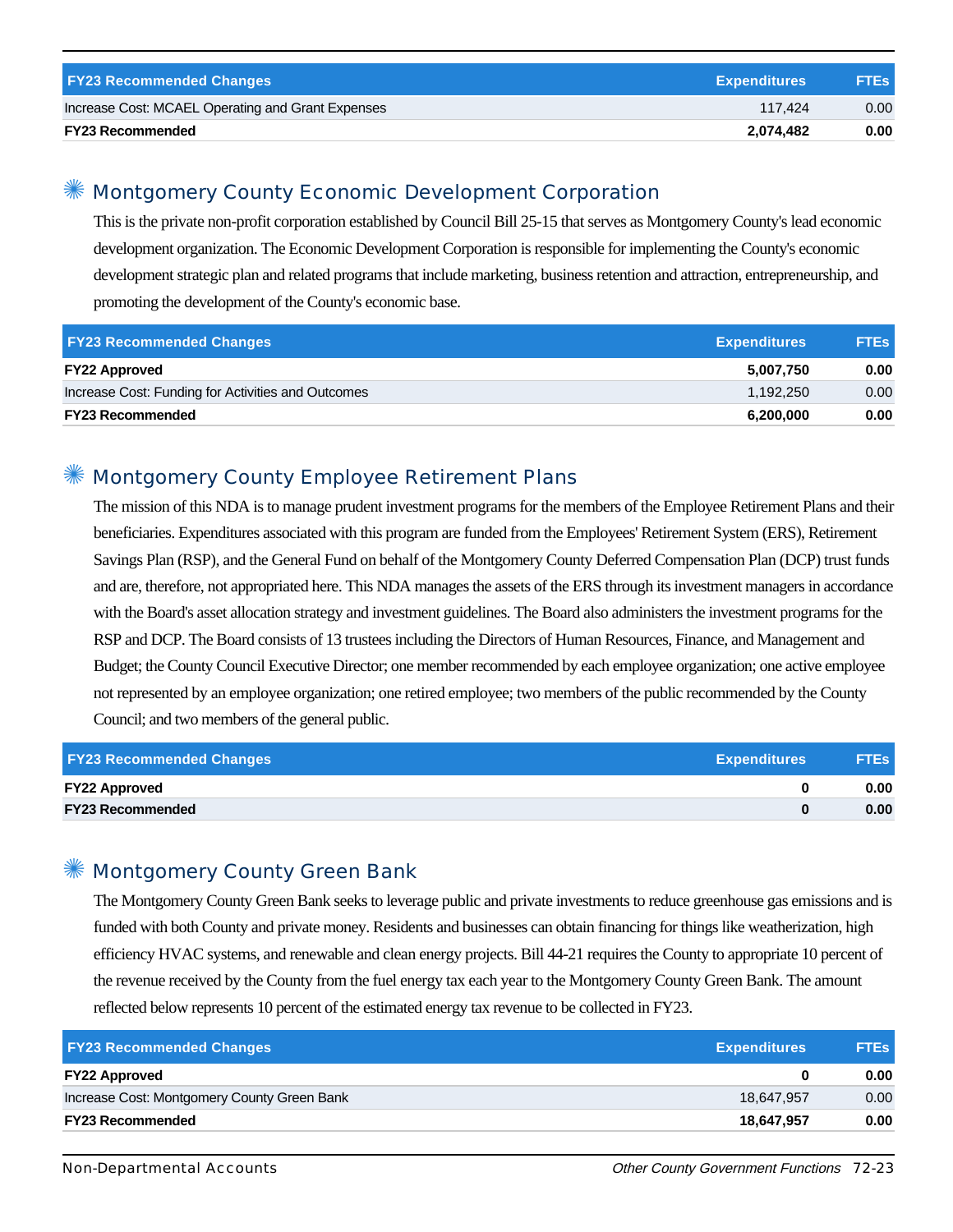| FY23 Recommended Changes | Expenditures | FTEs |
|---|---|---|
| Increase Cost: MCAEL Operating and Grant Expenses | 117,424 | 0.00 |
| **FY23 Recommended** | **2,074,482** | **0.00** |

## Montgomery County Economic Development Corporation

This is the private non-profit corporation established by Council Bill 25-15 that serves as Montgomery County's lead economic development organization. The Economic Development Corporation is responsible for implementing the County's economic development strategic plan and related programs that include marketing, business retention and attraction, entrepreneurship, and promoting the development of the County's economic base.

| FY23 Recommended Changes | Expenditures | FTEs |
|---|---|---|
| **FY22 Approved** | **5,007,750** | **0.00** |
| Increase Cost: Funding for Activities and Outcomes | 1,192,250 | 0.00 |
| **FY23 Recommended** | **6,200,000** | **0.00** |

## Montgomery County Employee Retirement Plans

The mission of this NDA is to manage prudent investment programs for the members of the Employee Retirement Plans and their beneficiaries. Expenditures associated with this program are funded from the Employees' Retirement System (ERS), Retirement Savings Plan (RSP), and the General Fund on behalf of the Montgomery County Deferred Compensation Plan (DCP) trust funds and are, therefore, not appropriated here. This NDA manages the assets of the ERS through its investment managers in accordance with the Board's asset allocation strategy and investment guidelines. The Board also administers the investment programs for the RSP and DCP. The Board consists of 13 trustees including the Directors of Human Resources, Finance, and Management and Budget; the County Council Executive Director; one member recommended by each employee organization; one active employee not represented by an employee organization; one retired employee; two members of the public recommended by the County Council; and two members of the general public.

| FY23 Recommended Changes | Expenditures | FTEs |
|---|---|---|
| **FY22 Approved** | **0** | **0.00** |
| **FY23 Recommended** | **0** | **0.00** |

## Montgomery County Green Bank

The Montgomery County Green Bank seeks to leverage public and private investments to reduce greenhouse gas emissions and is funded with both County and private money. Residents and businesses can obtain financing for things like weatherization, high efficiency HVAC systems, and renewable and clean energy projects. Bill 44-21 requires the County to appropriate 10 percent of the revenue received by the County from the fuel energy tax each year to the Montgomery County Green Bank. The amount reflected below represents 10 percent of the estimated energy tax revenue to be collected in FY23.

| FY23 Recommended Changes | Expenditures | FTEs |
|---|---|---|
| **FY22 Approved** | **0** | **0.00** |
| Increase Cost: Montgomery County Green Bank | 18,647,957 | 0.00 |
| **FY23 Recommended** | **18,647,957** | **0.00** |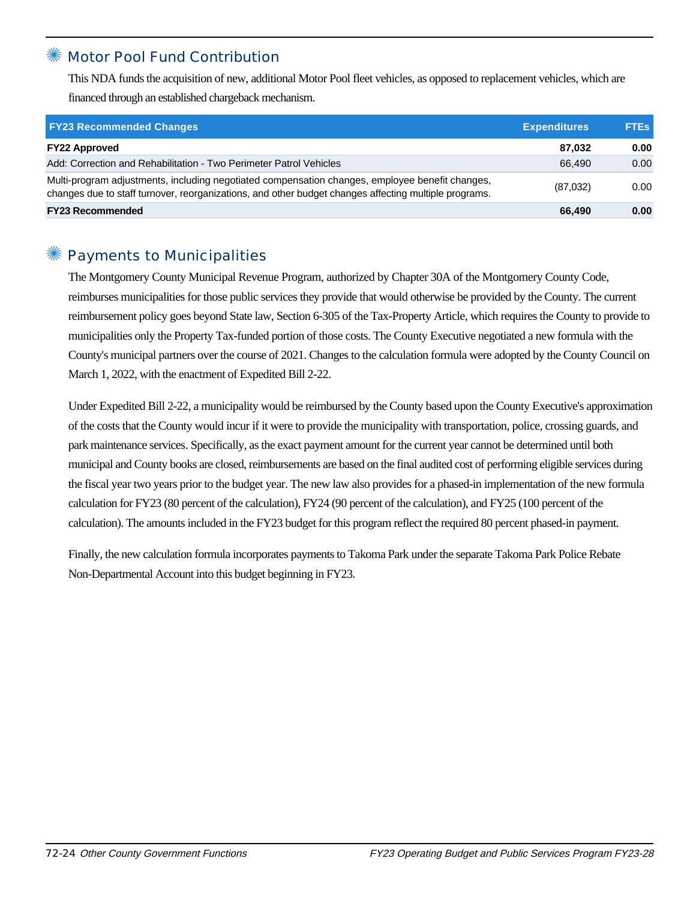## Motor Pool Fund Contribution

This NDA funds the acquisition of new, additional Motor Pool fleet vehicles, as opposed to replacement vehicles, which are financed through an established chargeback mechanism.

| FY23 Recommended Changes | Expenditures | FTEs |
|---|---|---|
| **FY22 Approved** | **87,032** | **0.00** |
| Add: Correction and Rehabilitation - Two Perimeter Patrol Vehicles | 66,490 | 0.00 |
| Multi-program adjustments, including negotiated compensation changes, employee benefit changes, changes due to staff turnover, reorganizations, and other budget changes affecting multiple programs. | (87,032) | 0.00 |
| **FY23 Recommended** | **66,490** | **0.00** |

## Payments to Municipalities

The Montgomery County Municipal Revenue Program, authorized by Chapter 30A of the Montgomery County Code, reimburses municipalities for those public services they provide that would otherwise be provided by the County. The current reimbursement policy goes beyond State law, Section 6-305 of the Tax-Property Article, which requires the County to provide to municipalities only the Property Tax-funded portion of those costs. The County Executive negotiated a new formula with the County's municipal partners over the course of 2021. Changes to the calculation formula were adopted by the County Council on March 1, 2022, with the enactment of Expedited Bill 2-22.

Under Expedited Bill 2-22, a municipality would be reimbursed by the County based upon the County Executive's approximation of the costs that the County would incur if it were to provide the municipality with transportation, police, crossing guards, and park maintenance services. Specifically, as the exact payment amount for the current year cannot be determined until both municipal and County books are closed, reimbursements are based on the final audited cost of performing eligible services during the fiscal year two years prior to the budget year. The new law also provides for a phased-in implementation of the new formula calculation for FY23 (80 percent of the calculation), FY24 (90 percent of the calculation), and FY25 (100 percent of the calculation). The amounts included in the FY23 budget for this program reflect the required 80 percent phased-in payment.

Finally, the new calculation formula incorporates payments to Takoma Park under the separate Takoma Park Police Rebate Non-Departmental Account into this budget beginning in FY23.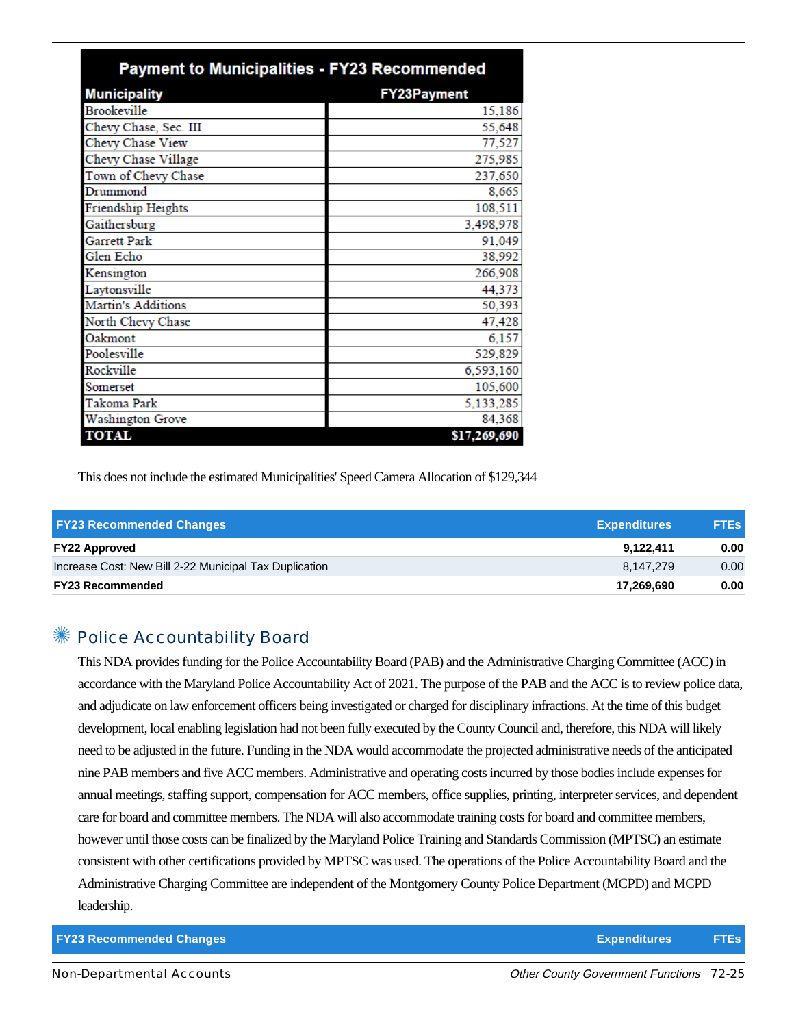| Payment to Municipalities - FY23 Recommended | |
|---|---|
| **Municipality** | **FY23Payment** |
| Brookeville | 15,186 |
| Chevy Chase, Sec. III | 55,648 |
| Chevy Chase View | 77,527 |
| Chevy Chase Village | 275,985 |
| Town of Chevy Chase | 237,650 |
| Drummond | 8,665 |
| Friendship Heights | 108,511 |
| Gaithersburg | 3,498,978 |
| Garrett Park | 91,049 |
| Glen Echo | 38,992 |
| Kensington | 266,908 |
| Laytonsville | 44,373 |
| Martin's Additions | 50,393 |
| North Chevy Chase | 47,428 |
| Oakmont | 6,157 |
| Poolesville | 529,829 |
| Rockville | 6,593,160 |
| Somerset | 105,600 |
| Takoma Park | 5,133,285 |
| Washington Grove | 84,368 |
| **TOTAL** | **$17,269,690** |

This does not include the estimated Municipalities' Speed Camera Allocation of $129,344

| FY23 Recommended Changes | Expenditures | FTEs |
|---|---|---|
| **FY22 Approved** | **9,122,411** | **0.00** |
| Increase Cost: New Bill 2-22 Municipal Tax Duplication | 8,147,279 | 0.00 |
| **FY23 Recommended** | **17,269,690** | **0.00** |

## Police Accountability Board

This NDA provides funding for the Police Accountability Board (PAB) and the Administrative Charging Committee (ACC) in accordance with the Maryland Police Accountability Act of 2021. The purpose of the PAB and the ACC is to review police data, and adjudicate on law enforcement officers being investigated or charged for disciplinary infractions. At the time of this budget development, local enabling legislation had not been fully executed by the County Council and, therefore, this NDA will likely need to be adjusted in the future. Funding in the NDA would accommodate the projected administrative needs of the anticipated nine PAB members and five ACC members. Administrative and operating costs incurred by those bodies include expenses for annual meetings, staffing support, compensation for ACC members, office supplies, printing, interpreter services, and dependent care for board and committee members. The NDA will also accommodate training costs for board and committee members, however until those costs can be finalized by the Maryland Police Training and Standards Commission (MPTSC) an estimate consistent with other certifications provided by MPTSC was used. The operations of the Police Accountability Board and the Administrative Charging Committee are independent of the Montgomery County Police Department (MCPD) and MCPD leadership.

| FY23 Recommended Changes | Expenditures | FTEs |
|---|---|---|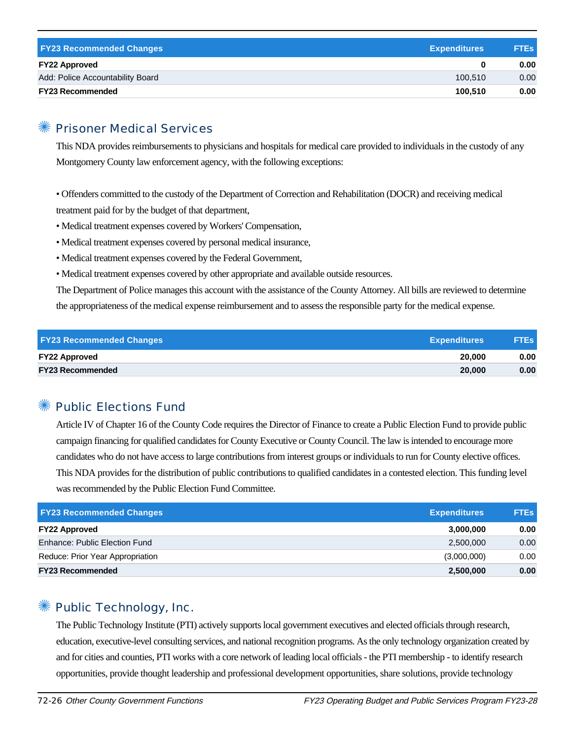| FY23 Recommended Changes | Expenditures | FTEs |
|---|---|---|
| **FY22 Approved** | **0** | **0.00** |
| Add: Police Accountability Board | 100,510 | 0.00 |
| **FY23 Recommended** | **100,510** | **0.00** |

## Prisoner Medical Services

This NDA provides reimbursements to physicians and hospitals for medical care provided to individuals in the custody of any Montgomery County law enforcement agency, with the following exceptions:

• Offenders committed to the custody of the Department of Correction and Rehabilitation (DOCR) and receiving medical treatment paid for by the budget of that department,
• Medical treatment expenses covered by Workers' Compensation,
• Medical treatment expenses covered by personal medical insurance,
• Medical treatment expenses covered by the Federal Government,
• Medical treatment expenses covered by other appropriate and available outside resources.

The Department of Police manages this account with the assistance of the County Attorney. All bills are reviewed to determine the appropriateness of the medical expense reimbursement and to assess the responsible party for the medical expense.

| FY23 Recommended Changes | Expenditures | FTEs |
|---|---|---|
| **FY22 Approved** | **20,000** | **0.00** |
| **FY23 Recommended** | **20,000** | **0.00** |

## Public Elections Fund

Article IV of Chapter 16 of the County Code requires the Director of Finance to create a Public Election Fund to provide public campaign financing for qualified candidates for County Executive or County Council. The law is intended to encourage more candidates who do not have access to large contributions from interest groups or individuals to run for County elective offices. This NDA provides for the distribution of public contributions to qualified candidates in a contested election. This funding level was recommended by the Public Election Fund Committee.

| FY23 Recommended Changes | Expenditures | FTEs |
|---|---|---|
| **FY22 Approved** | **3,000,000** | **0.00** |
| Enhance: Public Election Fund | 2,500,000 | 0.00 |
| Reduce: Prior Year Appropriation | (3,000,000) | 0.00 |
| **FY23 Recommended** | **2,500,000** | **0.00** |

## Public Technology, Inc.

The Public Technology Institute (PTI) actively supports local government executives and elected officials through research, education, executive-level consulting services, and national recognition programs. As the only technology organization created by and for cities and counties, PTI works with a core network of leading local officials - the PTI membership - to identify research opportunities, provide thought leadership and professional development opportunities, share solutions, provide technology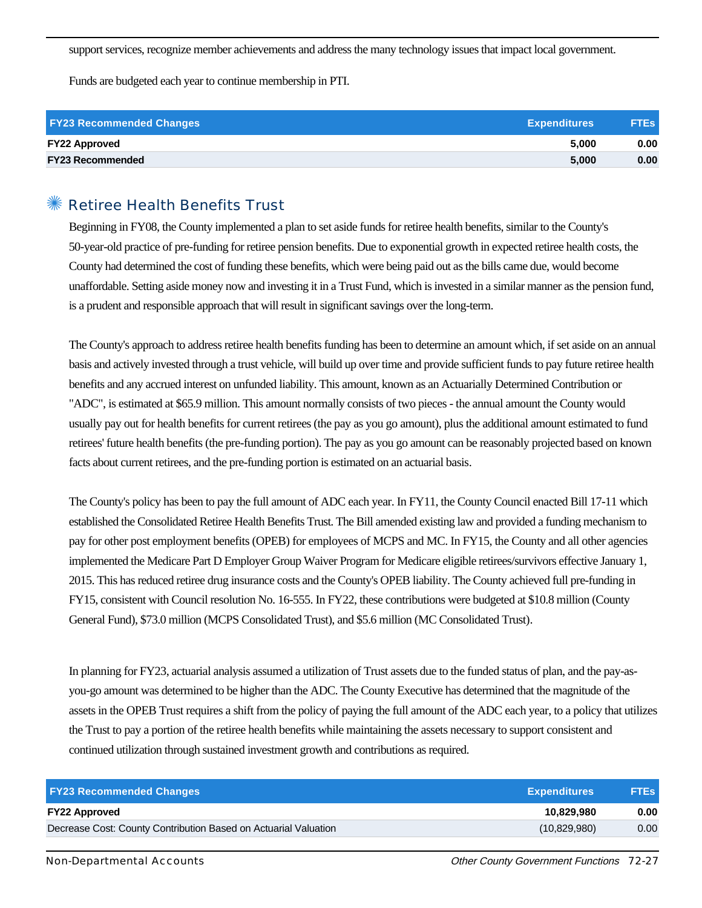support services, recognize member achievements and address the many technology issues that impact local government.

Funds are budgeted each year to continue membership in PTI.

| FY23 Recommended Changes | Expenditures | FTEs |
|---|---|---|
| **FY22 Approved** | **5,000** | **0.00** |
| **FY23 Recommended** | **5,000** | **0.00** |

## Retiree Health Benefits Trust

Beginning in FY08, the County implemented a plan to set aside funds for retiree health benefits, similar to the County's 50-year-old practice of pre-funding for retiree pension benefits. Due to exponential growth in expected retiree health costs, the County had determined the cost of funding these benefits, which were being paid out as the bills came due, would become unaffordable. Setting aside money now and investing it in a Trust Fund, which is invested in a similar manner as the pension fund, is a prudent and responsible approach that will result in significant savings over the long-term.

The County's approach to address retiree health benefits funding has been to determine an amount which, if set aside on an annual basis and actively invested through a trust vehicle, will build up over time and provide sufficient funds to pay future retiree health benefits and any accrued interest on unfunded liability. This amount, known as an Actuarially Determined Contribution or "ADC", is estimated at $65.9 million. This amount normally consists of two pieces - the annual amount the County would usually pay out for health benefits for current retirees (the pay as you go amount), plus the additional amount estimated to fund retirees' future health benefits (the pre-funding portion). The pay as you go amount can be reasonably projected based on known facts about current retirees, and the pre-funding portion is estimated on an actuarial basis.

The County's policy has been to pay the full amount of ADC each year. In FY11, the County Council enacted Bill 17-11 which established the Consolidated Retiree Health Benefits Trust. The Bill amended existing law and provided a funding mechanism to pay for other post employment benefits (OPEB) for employees of MCPS and MC. In FY15, the County and all other agencies implemented the Medicare Part D Employer Group Waiver Program for Medicare eligible retirees/survivors effective January 1, 2015. This has reduced retiree drug insurance costs and the County's OPEB liability. The County achieved full pre-funding in FY15, consistent with Council resolution No. 16-555. In FY22, these contributions were budgeted at $10.8 million (County General Fund), $73.0 million (MCPS Consolidated Trust), and $5.6 million (MC Consolidated Trust).

In planning for FY23, actuarial analysis assumed a utilization of Trust assets due to the funded status of plan, and the pay-as-you-go amount was determined to be higher than the ADC. The County Executive has determined that the magnitude of the assets in the OPEB Trust requires a shift from the policy of paying the full amount of the ADC each year, to a policy that utilizes the Trust to pay a portion of the retiree health benefits while maintaining the assets necessary to support consistent and continued utilization through sustained investment growth and contributions as required.

| FY23 Recommended Changes | Expenditures | FTEs |
|---|---|---|
| **FY22 Approved** | **10,829,980** | **0.00** |
| Decrease Cost: County Contribution Based on Actuarial Valuation | (10,829,980) | 0.00 |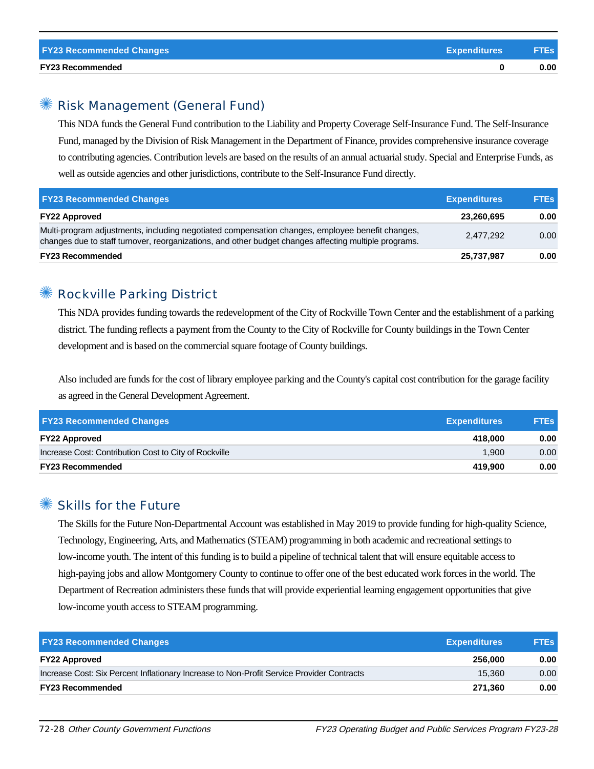| FY23 Recommended Changes | Expenditures | FTEs |
| --- | --- | --- |
| **FY23 Recommended** | **0** | **0.00** |

## Risk Management (General Fund)

This NDA funds the General Fund contribution to the Liability and Property Coverage Self-Insurance Fund. The Self-Insurance Fund, managed by the Division of Risk Management in the Department of Finance, provides comprehensive insurance coverage to contributing agencies. Contribution levels are based on the results of an annual actuarial study. Special and Enterprise Funds, as well as outside agencies and other jurisdictions, contribute to the Self-Insurance Fund directly.

| FY23 Recommended Changes | Expenditures | FTEs |
| --- | --- | --- |
| **FY22 Approved** | **23,260,695** | **0.00** |
| Multi-program adjustments, including negotiated compensation changes, employee benefit changes, changes due to staff turnover, reorganizations, and other budget changes affecting multiple programs. | 2,477,292 | 0.00 |
| **FY23 Recommended** | **25,737,987** | **0.00** |

## Rockville Parking District

This NDA provides funding towards the redevelopment of the City of Rockville Town Center and the establishment of a parking district. The funding reflects a payment from the County to the City of Rockville for County buildings in the Town Center development and is based on the commercial square footage of County buildings.

Also included are funds for the cost of library employee parking and the County's capital cost contribution for the garage facility as agreed in the General Development Agreement.

| FY23 Recommended Changes | Expenditures | FTEs |
| --- | --- | --- |
| **FY22 Approved** | **418,000** | **0.00** |
| Increase Cost: Contribution Cost to City of Rockville | 1,900 | 0.00 |
| **FY23 Recommended** | **419,900** | **0.00** |

## Skills for the Future

The Skills for the Future Non-Departmental Account was established in May 2019 to provide funding for high-quality Science, Technology, Engineering, Arts, and Mathematics (STEAM) programming in both academic and recreational settings to low-income youth. The intent of this funding is to build a pipeline of technical talent that will ensure equitable access to high-paying jobs and allow Montgomery County to continue to offer one of the best educated work forces in the world. The Department of Recreation administers these funds that will provide experiential learning engagement opportunities that give low-income youth access to STEAM programming.

| FY23 Recommended Changes | Expenditures | FTEs |
| --- | --- | --- |
| **FY22 Approved** | **256,000** | **0.00** |
| Increase Cost: Six Percent Inflationary Increase to Non-Profit Service Provider Contracts | 15,360 | 0.00 |
| **FY23 Recommended** | **271,360** | **0.00** |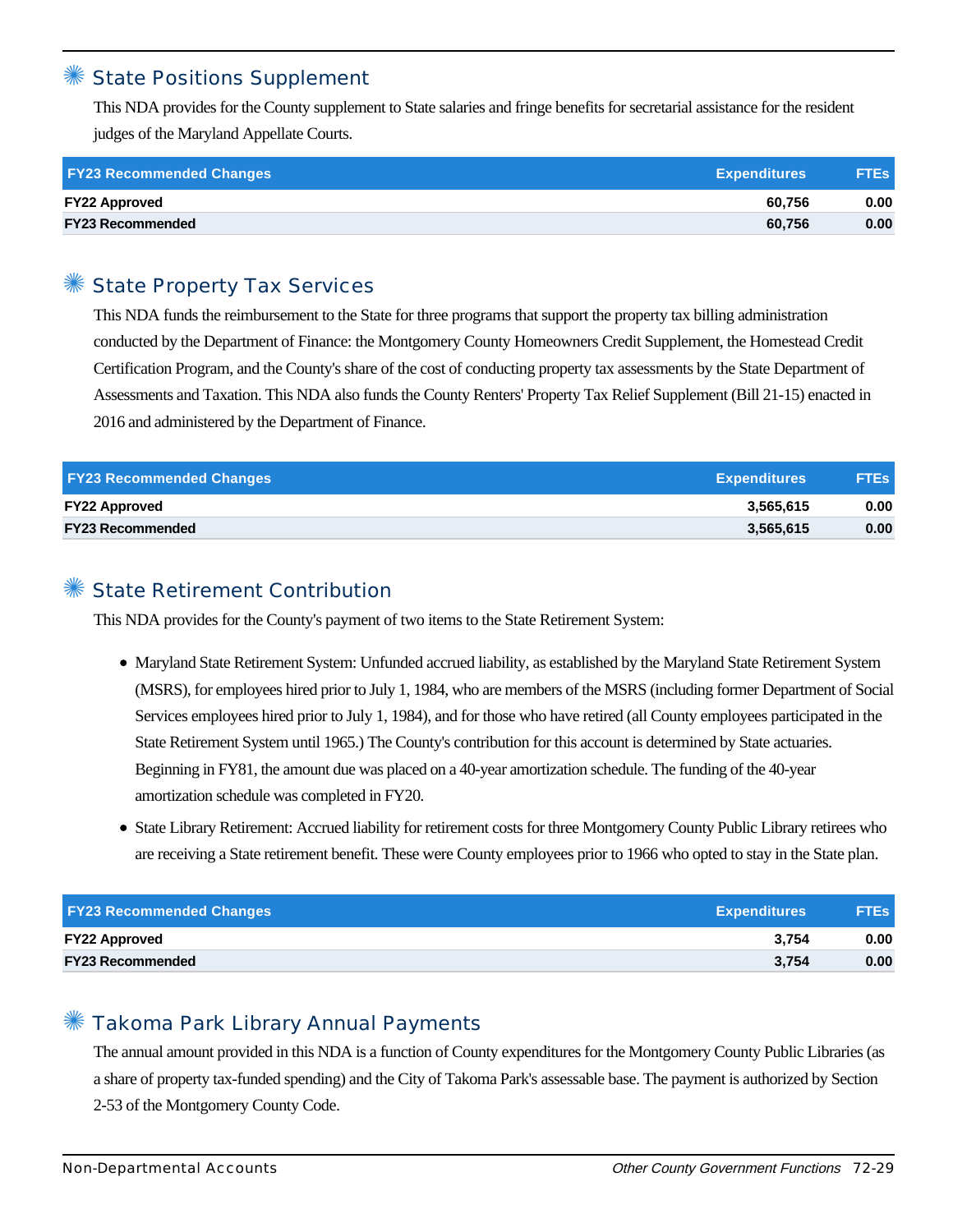## State Positions Supplement

This NDA provides for the County supplement to State salaries and fringe benefits for secretarial assistance for the resident judges of the Maryland Appellate Courts.

| FY23 Recommended Changes | Expenditures | FTEs |
|---|---|---|
| **FY22 Approved** | **60,756** | **0.00** |
| **FY23 Recommended** | **60,756** | **0.00** |

## State Property Tax Services

This NDA funds the reimbursement to the State for three programs that support the property tax billing administration conducted by the Department of Finance: the Montgomery County Homeowners Credit Supplement, the Homestead Credit Certification Program, and the County's share of the cost of conducting property tax assessments by the State Department of Assessments and Taxation. This NDA also funds the County Renters' Property Tax Relief Supplement (Bill 21-15) enacted in 2016 and administered by the Department of Finance.

| FY23 Recommended Changes | Expenditures | FTEs |
|---|---|---|
| **FY22 Approved** | **3,565,615** | **0.00** |
| **FY23 Recommended** | **3,565,615** | **0.00** |

## State Retirement Contribution

This NDA provides for the County's payment of two items to the State Retirement System:

- Maryland State Retirement System: Unfunded accrued liability, as established by the Maryland State Retirement System (MSRS), for employees hired prior to July 1, 1984, who are members of the MSRS (including former Department of Social Services employees hired prior to July 1, 1984), and for those who have retired (all County employees participated in the State Retirement System until 1965.) The County's contribution for this account is determined by State actuaries. Beginning in FY81, the amount due was placed on a 40-year amortization schedule. The funding of the 40-year amortization schedule was completed in FY20.
- State Library Retirement: Accrued liability for retirement costs for three Montgomery County Public Library retirees who are receiving a State retirement benefit. These were County employees prior to 1966 who opted to stay in the State plan.

| FY23 Recommended Changes | Expenditures | FTEs |
|---|---|---|
| **FY22 Approved** | **3,754** | **0.00** |
| **FY23 Recommended** | **3,754** | **0.00** |

## Takoma Park Library Annual Payments

The annual amount provided in this NDA is a function of County expenditures for the Montgomery County Public Libraries (as a share of property tax-funded spending) and the City of Takoma Park's assessable base. The payment is authorized by Section 2-53 of the Montgomery County Code.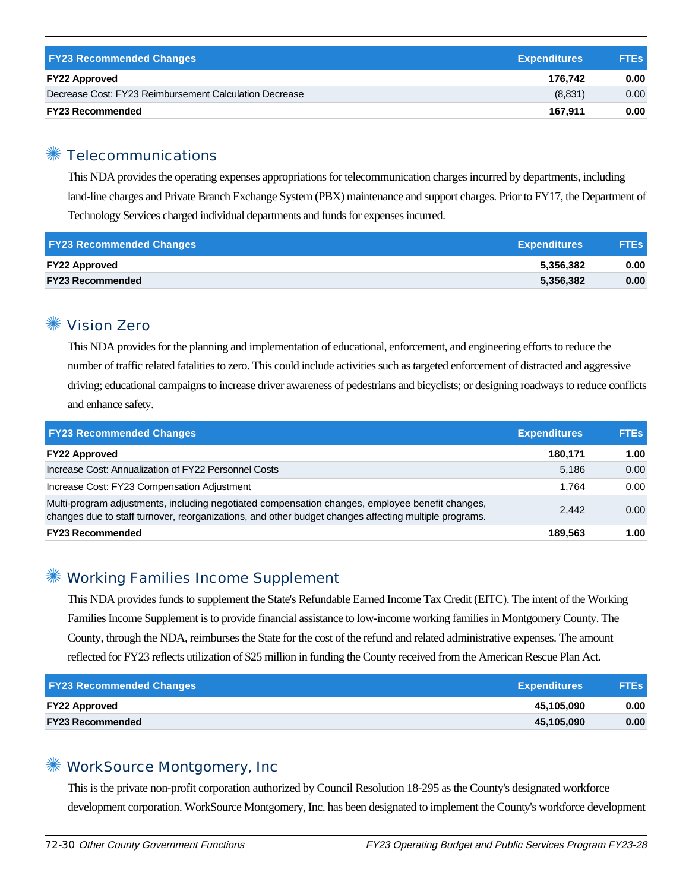| FY23 Recommended Changes | Expenditures | FTEs |
|---|---|---|
| **FY22 Approved** | **176,742** | **0.00** |
| Decrease Cost: FY23 Reimbursement Calculation Decrease | (8,831) | 0.00 |
| **FY23 Recommended** | **167,911** | **0.00** |

## Telecommunications

This NDA provides the operating expenses appropriations for telecommunication charges incurred by departments, including land-line charges and Private Branch Exchange System (PBX) maintenance and support charges. Prior to FY17, the Department of Technology Services charged individual departments and funds for expenses incurred.

| FY23 Recommended Changes | Expenditures | FTEs |
|---|---|---|
| **FY22 Approved** | **5,356,382** | **0.00** |
| **FY23 Recommended** | **5,356,382** | **0.00** |

## Vision Zero

This NDA provides for the planning and implementation of educational, enforcement, and engineering efforts to reduce the number of traffic related fatalities to zero. This could include activities such as targeted enforcement of distracted and aggressive driving; educational campaigns to increase driver awareness of pedestrians and bicyclists; or designing roadways to reduce conflicts and enhance safety.

| FY23 Recommended Changes | Expenditures | FTEs |
|---|---|---|
| **FY22 Approved** | **180,171** | **1.00** |
| Increase Cost: Annualization of FY22 Personnel Costs | 5,186 | 0.00 |
| Increase Cost: FY23 Compensation Adjustment | 1,764 | 0.00 |
| Multi-program adjustments, including negotiated compensation changes, employee benefit changes, changes due to staff turnover, reorganizations, and other budget changes affecting multiple programs. | 2,442 | 0.00 |
| **FY23 Recommended** | **189,563** | **1.00** |

## Working Families Income Supplement

This NDA provides funds to supplement the State's Refundable Earned Income Tax Credit (EITC). The intent of the Working Families Income Supplement is to provide financial assistance to low-income working families in Montgomery County. The County, through the NDA, reimburses the State for the cost of the refund and related administrative expenses. The amount reflected for FY23 reflects utilization of $25 million in funding the County received from the American Rescue Plan Act.

| FY23 Recommended Changes | Expenditures | FTEs |
|---|---|---|
| **FY22 Approved** | **45,105,090** | **0.00** |
| **FY23 Recommended** | **45,105,090** | **0.00** |

## WorkSource Montgomery, Inc

This is the private non-profit corporation authorized by Council Resolution 18-295 as the County's designated workforce development corporation. WorkSource Montgomery, Inc. has been designated to implement the County's workforce development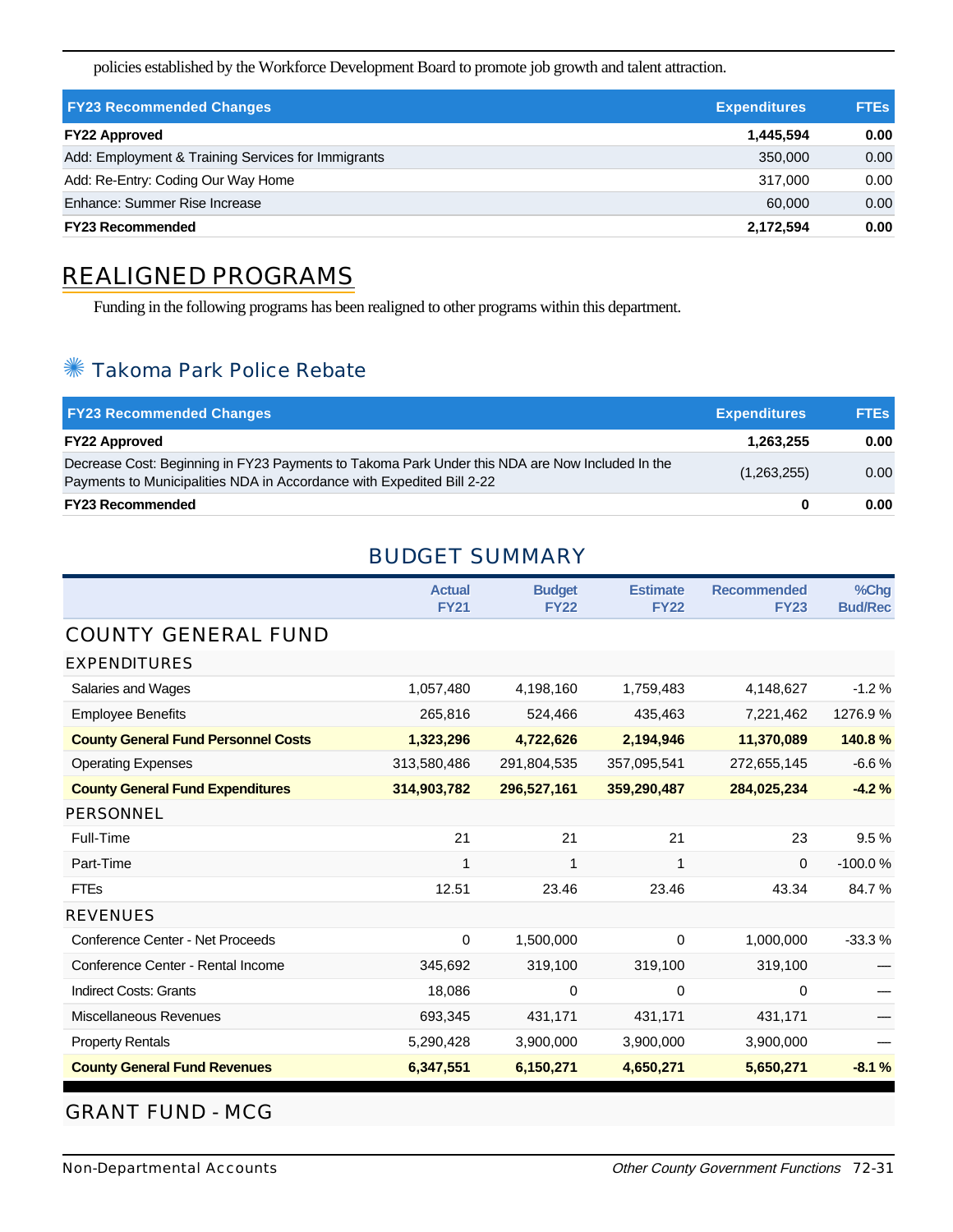policies established by the Workforce Development Board to promote job growth and talent attraction.

| FY23 Recommended Changes | Expenditures | FTEs |
|---|---|---|
| **FY22 Approved** | **1,445,594** | **0.00** |
| Add: Employment & Training Services for Immigrants | 350,000 | 0.00 |
| Add: Re-Entry: Coding Our Way Home | 317,000 | 0.00 |
| Enhance: Summer Rise Increase | 60,000 | 0.00 |
| **FY23 Recommended** | **2,172,594** | **0.00** |

# REALIGNED PROGRAMS

Funding in the following programs has been realigned to other programs within this department.

## Takoma Park Police Rebate

| FY23 Recommended Changes | Expenditures | FTEs |
|---|---|---|
| **FY22 Approved** | **1,263,255** | **0.00** |
| Decrease Cost: Beginning in FY23 Payments to Takoma Park Under this NDA are Now Included In the Payments to Municipalities NDA in Accordance with Expedited Bill 2-22 | (1,263,255) | 0.00 |
| **FY23 Recommended** | **0** | **0.00** |

## BUDGET SUMMARY

| | Actual FY21 | Budget FY22 | Estimate FY22 | Recommended FY23 | %Chg Bud/Rec |
|---|---|---|---|---|---|
| **COUNTY GENERAL FUND** | | | | | |
| **EXPENDITURES** | | | | | |
| Salaries and Wages | 1,057,480 | 4,198,160 | 1,759,483 | 4,148,627 | -1.2 % |
| Employee Benefits | 265,816 | 524,466 | 435,463 | 7,221,462 | 1276.9 % |
| **County General Fund Personnel Costs** | **1,323,296** | **4,722,626** | **2,194,946** | **11,370,089** | **140.8 %** |
| Operating Expenses | 313,580,486 | 291,804,535 | 357,095,541 | 272,655,145 | -6.6 % |
| **County General Fund Expenditures** | **314,903,782** | **296,527,161** | **359,290,487** | **284,025,234** | **-4.2 %** |
| **PERSONNEL** | | | | | |
| Full-Time | 21 | 21 | 21 | 23 | 9.5 % |
| Part-Time | 1 | 1 | 1 | 0 | -100.0 % |
| FTEs | 12.51 | 23.46 | 23.46 | 43.34 | 84.7 % |
| **REVENUES** | | | | | |
| Conference Center - Net Proceeds | 0 | 1,500,000 | 0 | 1,000,000 | -33.3 % |
| Conference Center - Rental Income | 345,692 | 319,100 | 319,100 | 319,100 | — |
| Indirect Costs: Grants | 18,086 | 0 | 0 | 0 | — |
| Miscellaneous Revenues | 693,345 | 431,171 | 431,171 | 431,171 | — |
| Property Rentals | 5,290,428 | 3,900,000 | 3,900,000 | 3,900,000 | — |
| **County General Fund Revenues** | **6,347,551** | **6,150,271** | **4,650,271** | **5,650,271** | **-8.1 %** |

**GRANT FUND - MCG**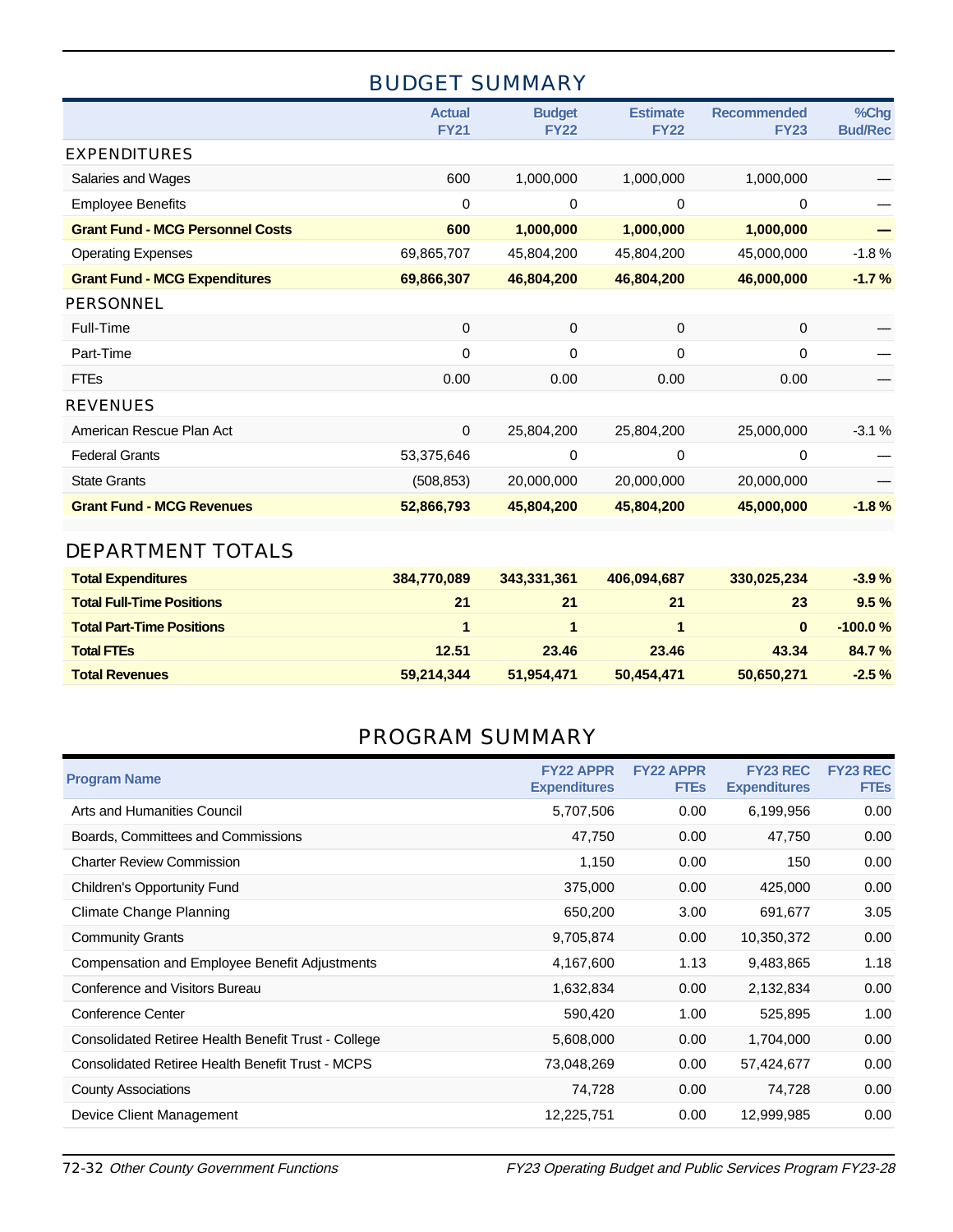## BUDGET SUMMARY

| | Actual FY21 | Budget FY22 | Estimate FY22 | Recommended FY23 | %Chg Bud/Rec |
|---|---|---|---|---|---|
| **EXPENDITURES** | | | | | |
| Salaries and Wages | 600 | 1,000,000 | 1,000,000 | 1,000,000 | — |
| Employee Benefits | 0 | 0 | 0 | 0 | — |
| **Grant Fund - MCG Personnel Costs** | **600** | **1,000,000** | **1,000,000** | **1,000,000** | **—** |
| Operating Expenses | 69,865,707 | 45,804,200 | 45,804,200 | 45,000,000 | -1.8 % |
| **Grant Fund - MCG Expenditures** | **69,866,307** | **46,804,200** | **46,804,200** | **46,000,000** | **-1.7 %** |
| **PERSONNEL** | | | | | |
| Full-Time | 0 | 0 | 0 | 0 | — |
| Part-Time | 0 | 0 | 0 | 0 | — |
| FTEs | 0.00 | 0.00 | 0.00 | 0.00 | — |
| **REVENUES** | | | | | |
| American Rescue Plan Act | 0 | 25,804,200 | 25,804,200 | 25,000,000 | -3.1 % |
| Federal Grants | 53,375,646 | 0 | 0 | 0 | — |
| State Grants | (508,853) | 20,000,000 | 20,000,000 | 20,000,000 | — |
| **Grant Fund - MCG Revenues** | **52,866,793** | **45,804,200** | **45,804,200** | **45,000,000** | **-1.8 %** |

## DEPARTMENT TOTALS

| | Actual FY21 | Budget FY22 | Estimate FY22 | Recommended FY23 | %Chg Bud/Rec |
|---|---|---|---|---|---|
| **Total Expenditures** | **384,770,089** | **343,331,361** | **406,094,687** | **330,025,234** | **-3.9 %** |
| **Total Full-Time Positions** | **21** | **21** | **21** | **23** | **9.5 %** |
| **Total Part-Time Positions** | **1** | **1** | **1** | **0** | **-100.0 %** |
| **Total FTEs** | **12.51** | **23.46** | **23.46** | **43.34** | **84.7 %** |
| **Total Revenues** | **59,214,344** | **51,954,471** | **50,454,471** | **50,650,271** | **-2.5 %** |

## PROGRAM SUMMARY

| Program Name | FY22 APPR Expenditures | FY22 APPR FTEs | FY23 REC Expenditures | FY23 REC FTEs |
|---|---|---|---|---|
| Arts and Humanities Council | 5,707,506 | 0.00 | 6,199,956 | 0.00 |
| Boards, Committees and Commissions | 47,750 | 0.00 | 47,750 | 0.00 |
| Charter Review Commission | 1,150 | 0.00 | 150 | 0.00 |
| Children's Opportunity Fund | 375,000 | 0.00 | 425,000 | 0.00 |
| Climate Change Planning | 650,200 | 3.00 | 691,677 | 3.05 |
| Community Grants | 9,705,874 | 0.00 | 10,350,372 | 0.00 |
| Compensation and Employee Benefit Adjustments | 4,167,600 | 1.13 | 9,483,865 | 1.18 |
| Conference and Visitors Bureau | 1,632,834 | 0.00 | 2,132,834 | 0.00 |
| Conference Center | 590,420 | 1.00 | 525,895 | 1.00 |
| Consolidated Retiree Health Benefit Trust - College | 5,608,000 | 0.00 | 1,704,000 | 0.00 |
| Consolidated Retiree Health Benefit Trust - MCPS | 73,048,269 | 0.00 | 57,424,677 | 0.00 |
| County Associations | 74,728 | 0.00 | 74,728 | 0.00 |
| Device Client Management | 12,225,751 | 0.00 | 12,999,985 | 0.00 |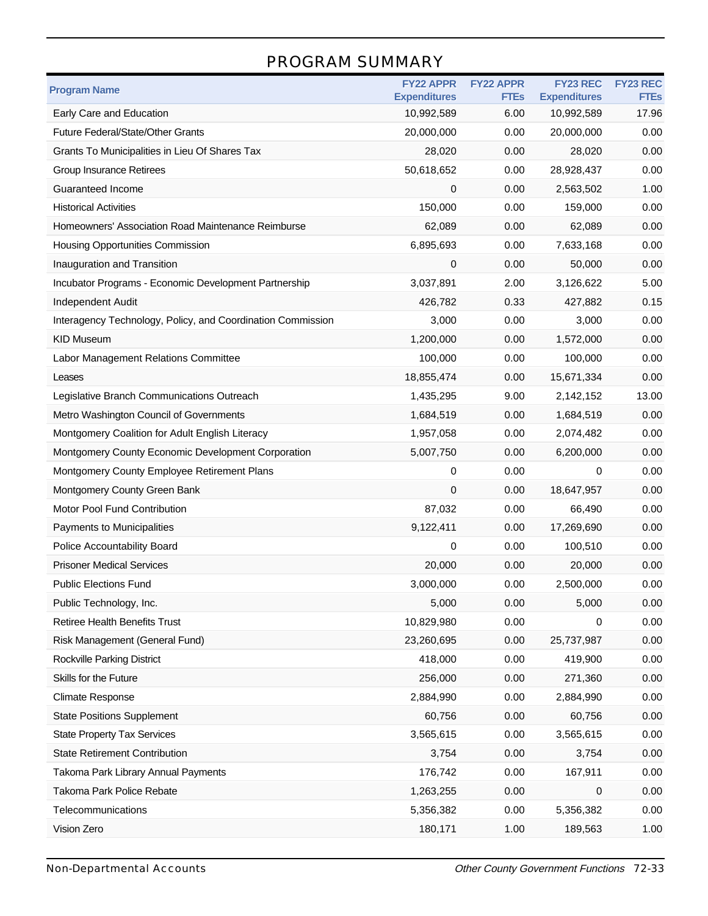## PROGRAM SUMMARY

| Program Name | FY22 APPR Expenditures | FY22 APPR FTEs | FY23 REC Expenditures | FY23 REC FTEs |
|---|---|---|---|---|
| Early Care and Education | 10,992,589 | 6.00 | 10,992,589 | 17.96 |
| Future Federal/State/Other Grants | 20,000,000 | 0.00 | 20,000,000 | 0.00 |
| Grants To Municipalities in Lieu Of Shares Tax | 28,020 | 0.00 | 28,020 | 0.00 |
| Group Insurance Retirees | 50,618,652 | 0.00 | 28,928,437 | 0.00 |
| Guaranteed Income | 0 | 0.00 | 2,563,502 | 1.00 |
| Historical Activities | 150,000 | 0.00 | 159,000 | 0.00 |
| Homeowners' Association Road Maintenance Reimburse | 62,089 | 0.00 | 62,089 | 0.00 |
| Housing Opportunities Commission | 6,895,693 | 0.00 | 7,633,168 | 0.00 |
| Inauguration and Transition | 0 | 0.00 | 50,000 | 0.00 |
| Incubator Programs - Economic Development Partnership | 3,037,891 | 2.00 | 3,126,622 | 5.00 |
| Independent Audit | 426,782 | 0.33 | 427,882 | 0.15 |
| Interagency Technology, Policy, and Coordination Commission | 3,000 | 0.00 | 3,000 | 0.00 |
| KID Museum | 1,200,000 | 0.00 | 1,572,000 | 0.00 |
| Labor Management Relations Committee | 100,000 | 0.00 | 100,000 | 0.00 |
| Leases | 18,855,474 | 0.00 | 15,671,334 | 0.00 |
| Legislative Branch Communications Outreach | 1,435,295 | 9.00 | 2,142,152 | 13.00 |
| Metro Washington Council of Governments | 1,684,519 | 0.00 | 1,684,519 | 0.00 |
| Montgomery Coalition for Adult English Literacy | 1,957,058 | 0.00 | 2,074,482 | 0.00 |
| Montgomery County Economic Development Corporation | 5,007,750 | 0.00 | 6,200,000 | 0.00 |
| Montgomery County Employee Retirement Plans | 0 | 0.00 | 0 | 0.00 |
| Montgomery County Green Bank | 0 | 0.00 | 18,647,957 | 0.00 |
| Motor Pool Fund Contribution | 87,032 | 0.00 | 66,490 | 0.00 |
| Payments to Municipalities | 9,122,411 | 0.00 | 17,269,690 | 0.00 |
| Police Accountability Board | 0 | 0.00 | 100,510 | 0.00 |
| Prisoner Medical Services | 20,000 | 0.00 | 20,000 | 0.00 |
| Public Elections Fund | 3,000,000 | 0.00 | 2,500,000 | 0.00 |
| Public Technology, Inc. | 5,000 | 0.00 | 5,000 | 0.00 |
| Retiree Health Benefits Trust | 10,829,980 | 0.00 | 0 | 0.00 |
| Risk Management (General Fund) | 23,260,695 | 0.00 | 25,737,987 | 0.00 |
| Rockville Parking District | 418,000 | 0.00 | 419,900 | 0.00 |
| Skills for the Future | 256,000 | 0.00 | 271,360 | 0.00 |
| Climate Response | 2,884,990 | 0.00 | 2,884,990 | 0.00 |
| State Positions Supplement | 60,756 | 0.00 | 60,756 | 0.00 |
| State Property Tax Services | 3,565,615 | 0.00 | 3,565,615 | 0.00 |
| State Retirement Contribution | 3,754 | 0.00 | 3,754 | 0.00 |
| Takoma Park Library Annual Payments | 176,742 | 0.00 | 167,911 | 0.00 |
| Takoma Park Police Rebate | 1,263,255 | 0.00 | 0 | 0.00 |
| Telecommunications | 5,356,382 | 0.00 | 5,356,382 | 0.00 |
| Vision Zero | 180,171 | 1.00 | 189,563 | 1.00 |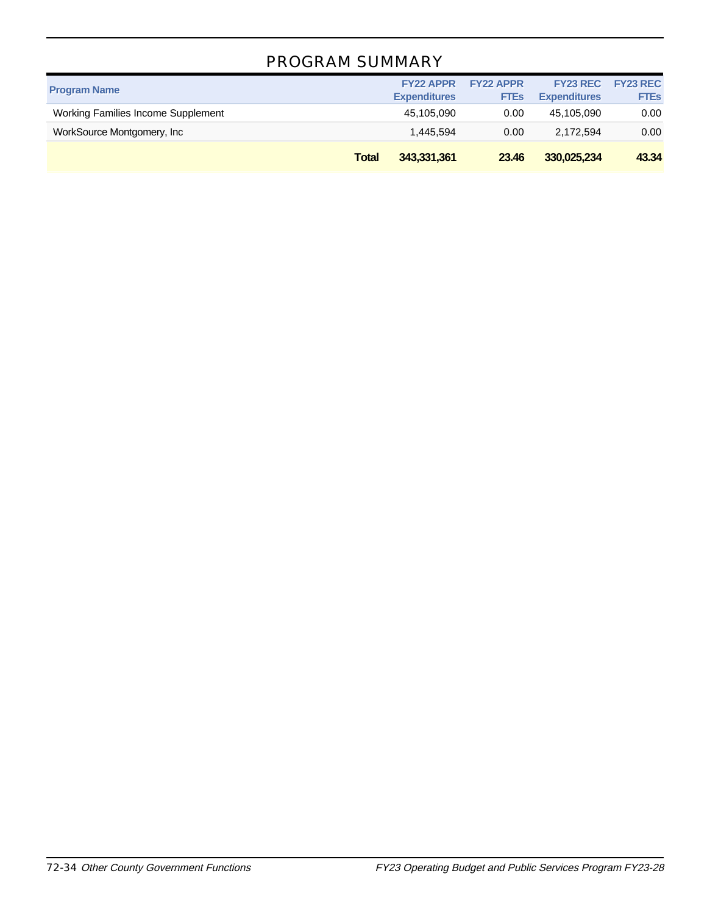## PROGRAM SUMMARY

| Program Name | FY22 APPR Expenditures | FY22 APPR FTEs | FY23 REC Expenditures | FY23 REC FTEs |
|---|---|---|---|---|
| Working Families Income Supplement | 45,105,090 | 0.00 | 45,105,090 | 0.00 |
| WorkSource Montgomery, Inc | 1,445,594 | 0.00 | 2,172,594 | 0.00 |
| **Total** | **343,331,361** | **23.46** | **330,025,234** | **43.34** |